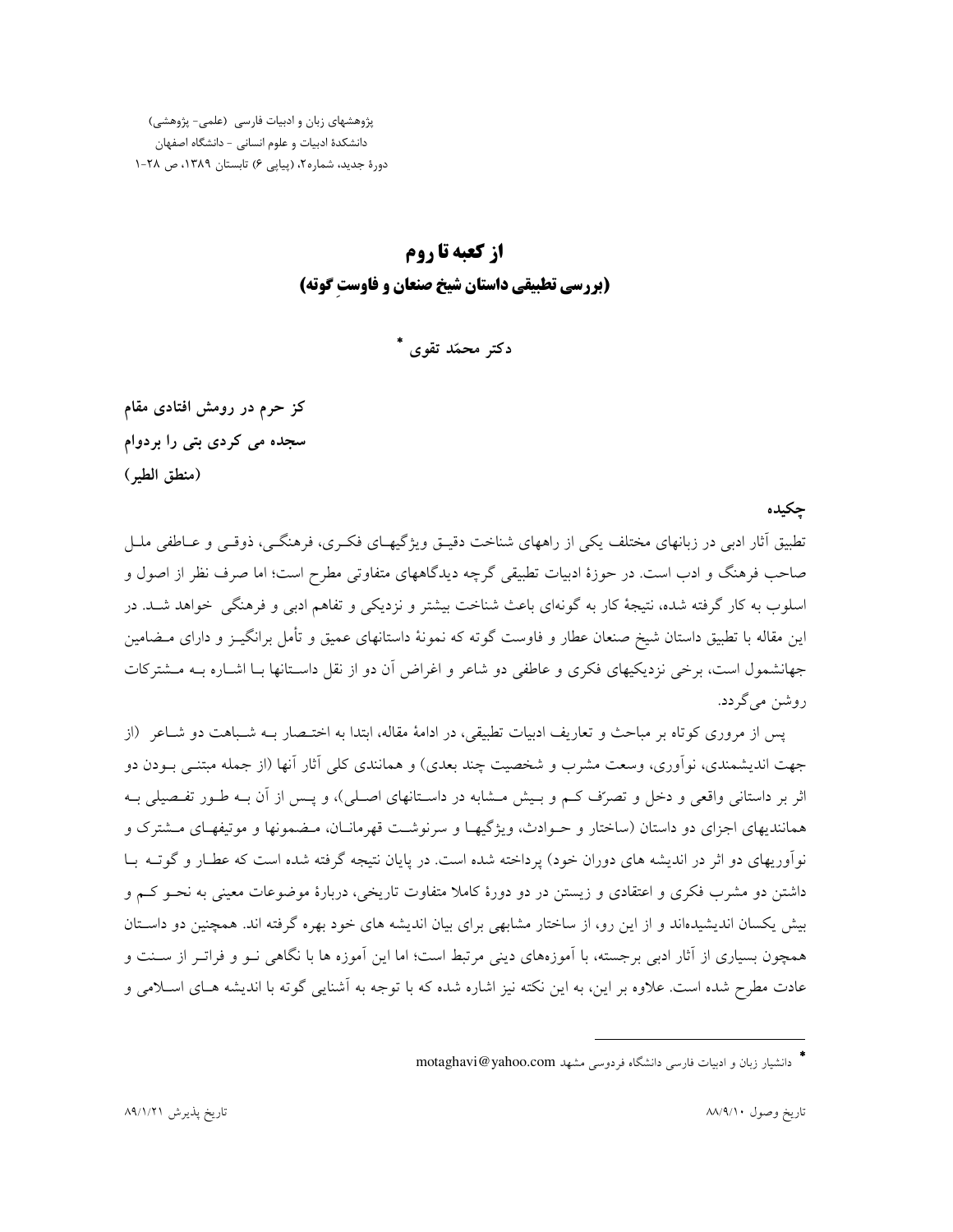# از کعبه تا روم

## (بررسی تطبیقی داستان شیخ صنعان و فاوستِ گوته)

**دکتر محمّد تقوی** *

**کز حرم در رومش افتادی مقام**
**سجده می کردی بتی را بردوام**
**(منطق الطیر)**

### چکیده

تطبیق آثار ادبی در زبانهای مختلف یکی از راههای شناخت دقیق ویژگیهای فکری، فرهنگی، ذوقی و عاطفی ملل صاحب فرهنگ و ادب است. در حوزۀ ادبیات تطبیقی گرچه دیدگاههای متفاوتی مطرح است؛ اما صرف نظر از اصول و اسلوب به کار گرفته شده، نتیجۀ کار به گونه‌ای باعث شناخت بیشتر و نزدیکی و تفاهم ادبی و فرهنگی خواهد شد. در این مقاله با تطبیق داستان شیخ صنعان عطار و فاوست گوته که نمونۀ داستانهای عمیق و تأمل برانگیز و دارای مضامین جهانشمول است، برخی نزدیکیهای فکری و عاطفی دو شاعر و اغراض آن دو از نقل داستانها با اشاره به مشترکات روشن می‌گردد.

پس از مروری کوتاه بر مباحث و تعاریف ادبیات تطبیقی، در ادامۀ مقاله، ابتدا به اختصار به شباهت دو شاعر (از جهت اندیشمندی، نوآوری، وسعت مشرب و شخصیت چند بعدی) و همانندی کلی آثار آنها (از جمله مبتنی بودن دو اثر بر داستانی واقعی و دخل و تصرّف کم و بیش مشابه در داستانهای اصلی)، و پس از آن به طور تفصیلی به همانندیهای اجزای دو داستان (ساختار و حوادث، ویژگیها و سرنوشت قهرمانان، مضمونها و موتیفهای مشترک و نوآوریهای دو اثر در اندیشه های دوران خود) پرداخته شده است. در پایان نتیجه گرفته شده است که عطار و گوته با داشتن دو مشرب فکری و اعتقادی و زیستن در دو دورۀ کاملا متفاوت تاریخی، دربارۀ موضوعات معینی به نحو کم و بیش یکسان اندیشیده‌اند و از این رو، از ساختار مشابهی برای بیان اندیشه های خود بهره گرفته اند. همچنین دو داستان همچون بسیاری از آثار ادبی برجسته، با آموزه‌های دینی مرتبط است؛ اما این آموزه ها با نگاهی نو و فراتر از سنت و عادت مطرح شده است. علاوه بر این، به این نکته نیز اشاره شده که با توجه به آشنایی گوته با اندیشه های اسلامی و

---

* دانشیار زبان و ادبیات فارسی دانشگاه فردوسی مشهد motaghavi@yahoo.com

تاریخ وصول ۸۸/۹/۱۰ تاریخ پذیرش ۸۹/۱/۲۱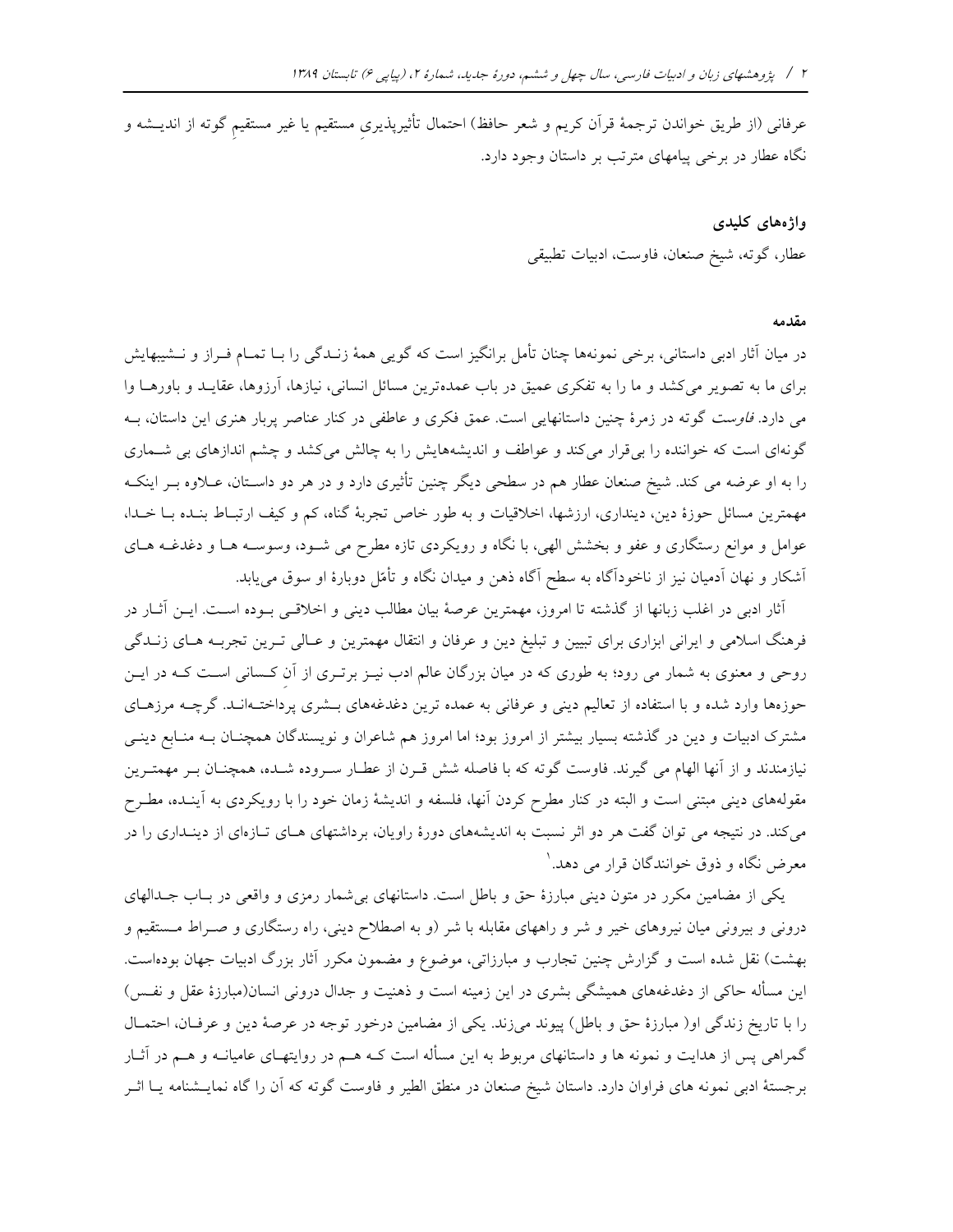عرفانی (از طریق خواندن ترجمهٔ قرآن کریم و شعر حافظ) احتمال تأثیرپذیریِ مستقیم یا غیر مستقیمِ گوته از اندیشه و نگاه عطار در برخی پیامهای مترتب بر داستان وجود دارد.

### واژه‌های کلیدی

عطار، گوته، شیخ صنعان، فاوست، ادبیات تطبیقی

### مقدمه

در میان آثار ادبی داستانی، برخی نمونه‌ها چنان تأمل برانگیز است که گویی همهٔ زندگی را با تمام فراز و نشیبهایش برای ما به تصویر می‌کشد و ما را به تفکری عمیق در باب عمده‌ترین مسائل انسانی، نیازها، آرزوها، عقاید و باورها وا می دارد. *فاوست* گوته در زمرهٔ چنین داستانهایی است. عمق فکری و عاطفی در کنار عناصر پربار هنری این داستان، به گونه‌ای است که خواننده را بی‌قرار می‌کند و عواطف و اندیشه‌هایش را به چالش می‌کشد و چشم اندازهای بی شماری را به او عرضه می کند. شیخ صنعان عطار هم در سطحی دیگر چنین تأثیری دارد و در هر دو داستان، علاوه بر اینکه مهمترین مسائل حوزهٔ دین، دینداری، ارزشها، اخلاقیات و به طور خاص تجربهٔ گناه، کم و کیف ارتباط بنده با خدا، عوامل و موانع رستگاری و عفو و بخشش الهی، با نگاه و رویکردی تازه مطرح می شود، وسوسه ها و دغدغه های آشکار و نهان آدمیان نیز از ناخودآگاه به سطح آگاه ذهن و میدان نگاه و تأمّل دوبارهٔ او سوق می‌یابد.

آثار ادبی در اغلب زبانها از گذشته تا امروز، مهمترین عرصهٔ بیان مطالب دینی و اخلاقی بوده است. این آثار در فرهنگ اسلامی و ایرانی ابزاری برای تبیین و تبلیغ دین و عرفان و انتقال مهمترین و عالی ترین تجربه های زندگی روحی و معنوی به شمار می رود؛ به طوری که در میان بزرگان عالم ادب نیز برتری از آنِ کسانی است که در این حوزه‌ها وارد شده و با استفاده از تعالیم دینی و عرفانی به عمده ترین دغدغه‌های بشری پرداخته‌اند. گرچه مرزهای مشترک ادبیات و دین در گذشته بسیار بیشتر از امروز بود؛ اما امروز هم شاعران و نویسندگان همچنان به منابع دینی نیازمندند و از آنها الهام می گیرند. فاوست گوته که با فاصله شش قرن از عطار سروده شده، همچنان بر مهمترین مقوله‌های دینی مبتنی است و البته در کنار مطرح کردن آنها، فلسفه و اندیشهٔ زمان خود را با رویکردی به آینده، مطرح می‌کند. در نتیجه می توان گفت هر دو اثر نسبت به اندیشه‌های دورهٔ راویان، برداشتهای های تازه‌ای از دینداری را در معرض نگاه و ذوق خوانندگان قرار می دهد.[1]

یکی از مضامین مکرر در متون دینی مبارزهٔ حق و باطل است. داستانهای بی‌شمار رمزی و واقعی در باب جدالهای درونی و بیرونی میان نیروهای خیر و شر و راههای مقابله با شر (و به اصطلاح دینی، راه رستگاری و صراط مستقیم و بهشت) نقل شده است و گزارش چنین تجارب و مبارزاتی، موضوع و مضمون مکرر آثار بزرگ ادبیات جهان بوده‌است. این مسأله حاکی از دغدغه‌های همیشگی بشری در این زمینه است و ذهنیت و جدال درونی انسان(مبارزهٔ عقل و نفس) را با تاریخ زندگی او( مبارزهٔ حق و باطل) پیوند می‌زند. یکی از مضامین درخور توجه در عرصهٔ دین و عرفان، احتمال گمراهی پس از هدایت و نمونه ها و داستانهای مربوط به این مسأله است که هم در روایتهای عامیانه و هم در آثار برجستهٔ ادبی نمونه های فراوان دارد. داستان شیخ صنعان در منطق الطیر و فاوست گوته که آن را گاه نمایشنامه یا اثر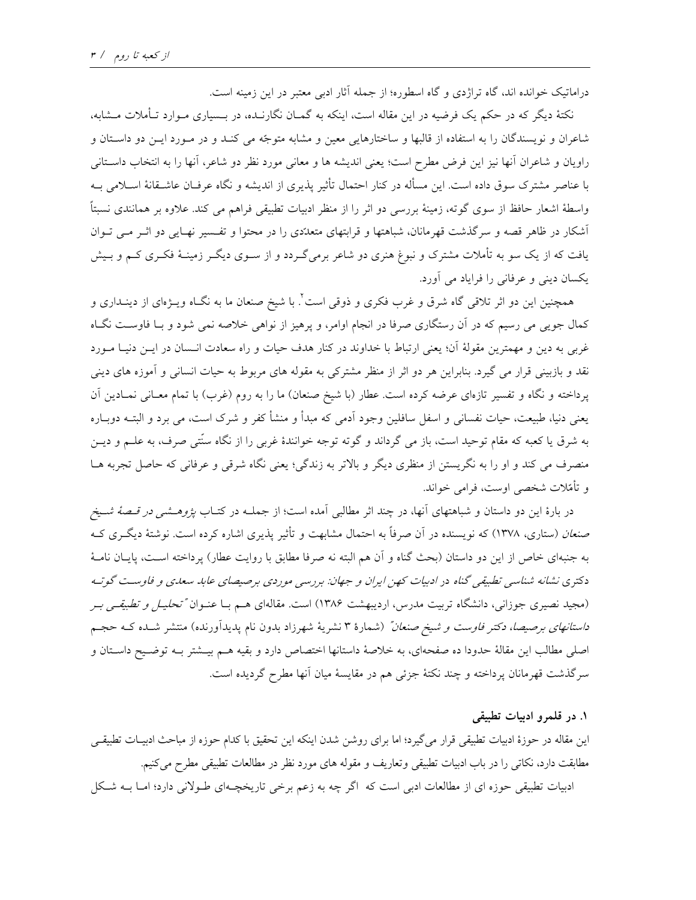دراماتیک خوانده اند، گاه تراژدی و گاه اسطوره؛ از جمله آثار ادبی معتبر در این زمینه است.

نکتهٔ دیگر که در حکم یک فرضیه در این مقاله است، اینکه به گمـان نگارنـده، در بـسیاری مـوارد تـأملات مـشابه، شاعران و نویسندگان را به استفاده از قالبها و ساختارهایی معین و مشابه متوجّه می کنـد و در مـورد ایـن دو داسـتان و راویان و شاعران آنها نیز این فرض مطرح است؛ یعنی اندیشه ها و معانی مورد نظر دو شاعر، آنها را به انتخاب داسـتانی با عناصر مشترک سوق داده است. این مسأله در کنار احتمال تأثیر پذیری از اندیشه و نگاه عرفـان عاشـقانهٔ اسـلامی بـه واسطهٔ اشعار حافظ از سوی گوته، زمینهٔ بررسی دو اثر را از منظر ادبیات تطبیقی فراهم می کند. علاوه بر همانندی نسبتاً آشکار در ظاهر قصه و سرگذشت قهرمانان، شباهتها و قرابتهای متعدّدی را در محتوا و تفـسیر نهـایی دو اثـر مـی تـوان یافت که از یک سو به تأملات مشترک و نبوغ هنری دو شاعر برمی‌گـردد و از سـوی دیگـر زمینـهٔ فکـری کـم و بـیش یکسان دینی و عرفانی را فرایاد می آورد.

همچنین این دو اثر تلاقی گاه شرق و غرب فکری و ذوقی است[۲]. با شیخ صنعان ما به نگـاه ویـژه‌ای از دینـداری و کمال جویی می رسیم که در آن رستگاری صرفا در انجام اوامر، و پرهیز از نواهی خلاصه نمی شود و بـا فاوسـت نگـاه غربی به دین و مهمترین مقولهٔ آن؛ یعنی ارتباط با خداوند در کنار هدف حیات و راه سعادت انـسان در ایـن دنیـا مـورد نقد و بازبینی قرار می گیرد. بنابراین هر دو اثر از منظر مشترکی به مقوله های مربوط به حیات انسانی و آموزه های دینی پرداخته و نگاه و تفسیر تازه‌ای عرضه کرده است. عطار (با شیخ صنعان) ما را به روم (غرب) با تمام معـانی نمـادین آن یعنی دنیا، طبیعت، حیات نفسانی و اسفل سافلین وجود آدمی که مبدأ و منشأ کفر و شرک است، می برد و البتـه دوبـاره به شرق یا کعبه که مقام توحید است، باز می گرداند و گوته توجه خوانندهٔ غربی را از نگاه سنّتی صرف، به علـم و دیـن منصرف می کند و او را به نگریستن از منظری دیگر و بالاتر به زندگی؛ یعنی نگاه شرقی و عرفانی که حاصل تجربه هـا و تأمّلات شخصی اوست، فرامی خواند.

در بارهٔ این دو داستان و شباهتهای آنها، در چند اثر مطالبی آمده است؛ از جملـه در کتـاب *پژوهـشی در قـصهٔ شـیخ صنعان* (ستاری، ۱۳۷۸) که نویسنده در آن صرفاً به احتمال مشابهت و تأثیر پذیری اشاره کرده است. نوشتهٔ دیگـری کـه به جنبه‌ای خاص از این دو داستان (بحث گناه و آن هم البته نه صرفا مطابق با روایت عطار) پرداخته اسـت، پایـان نامـهٔ دکتری *نشانه شناسی تطبیقی گناه* در *ادبیات کهن ایران و جهان: بررسی موردی برصیصای عابد سعدی و فاوسـت گوتـه* (مجید نصیری جوزانی، دانشگاه تربیت مدرس، اردیبهشت ۱۳۸۶) است. مقاله‌ای هـم بـا عنـوان *"تحلیـل و تطبیقـی بـر داستانهای برصیصا، دکتر فاوست و شیخ صنعان"* (شمارهٔ ۳ نشریهٔ شهرزاد بدون نام پدیدآورنده) منتشر شـده کـه حجـم اصلی مطالب این مقالهٔ حدودا ده صفحه‌ای، به خلاصهٔ داستانها اختصاص دارد و بقیه هـم بیـشتر بـه توضـیح داسـتان و سرگذشت قهرمانان پرداخته و چند نکتهٔ جزئی هم در مقایسهٔ میان آنها مطرح گردیده است.

## ۱. در قلمرو ادبیات تطبیقی

این مقاله در حوزهٔ ادبیات تطبیقی قرار می‌گیرد؛ اما برای روشن شدن اینکه این تحقیق با کدام حوزه از مباحث ادبیـات تطبیقـی مطابقت دارد، نکاتی را در باب ادبیات تطبیقی وتعاریف و مقوله های مورد نظر در مطالعات تطبیقی مطرح می‌کنیم.

ادبیات تطبیقی حوزه ای از مطالعات ادبی است که اگر چه به زعم برخی تاریخچـه‌ای طـولانی دارد؛ امـا بـه شـکل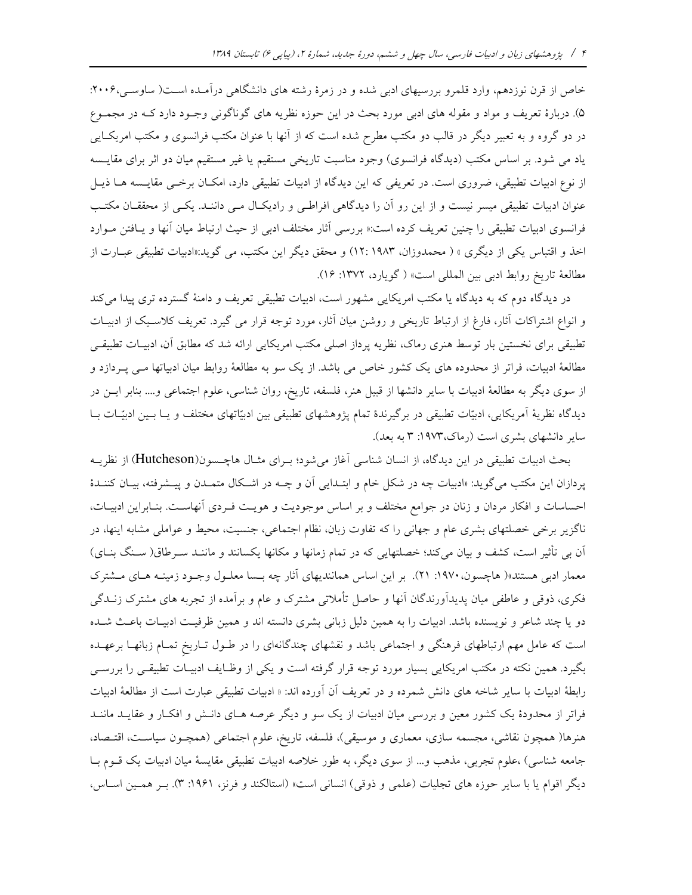خاص از قرن نوزدهم، وارد قلمرو بررسیهای ادبی شده و در زمرهٔ رشته های دانشگاهی درآمده است( ساوسی،۲۰۰۶: ۵). دربارهٔ تعریف و مواد و مقوله های ادبی مورد بحث در این حوزه نظریه های گوناگونی وجود دارد کـه در مجموع در دو گروه و به تعبیر دیگر در قالب دو مکتب مطرح شده است که از آنها با عنوان مکتب فرانسوی و مکتب امریکایی یاد می شود. بر اساس مکتب (دیدگاه فرانسوی) وجود مناسبت تاریخی مستقیم یا غیر مستقیم میان دو اثر برای مقایسه از نوع ادبیات تطبیقی، ضروری است. در تعریفی که این دیدگاه از ادبیات تطبیقی دارد، امکان برخی مقایسه ها ذیل عنوان ادبیات تطبیقی میسر نیست و از این رو آن را دیدگاهی افراطی و رادیکال می دانند. یکی از محققان مکتب فرانسوی ادبیات تطبیقی را چنین تعریف کرده است:« بررسی آثار مختلف ادبی از حیث ارتباط میان آنها و یافتن موارد اخذ و اقتباس یکی از دیگری » ( محمدوزان، ۱۹۸۳ :۱۲) و محقق دیگر این مکتب، می گوید:«ادبیات تطبیقی عبارت از مطالعهٔ تاریخ روابط ادبی بین المللی است» ( گویارد، ۱۳۷۲: ۱۶).

در دیدگاه دوم که به دیدگاه یا مکتب امریکایی مشهور است، ادبیات تطبیقی تعریف و دامنهٔ گسترده تری پیدا می‌کند و انواع اشتراکات آثار، فارغ از ارتباط تاریخی و روشن میان آثار، مورد توجه قرار می گیرد. تعریف کلاسیک از ادبیات تطبیقی برای نخستین بار توسط هنری رماک، نظریه پرداز اصلی مکتب امریکایی ارائه شد که مطابق آن، ادبیات تطبیقی مطالعهٔ ادبیات، فراتر از محدوده های یک کشور خاص می باشد. از یک سو به مطالعهٔ روابط میان ادبیاتها می پردازد و از سوی دیگر به مطالعهٔ ادبیات با سایر دانشها از قبیل هنر، فلسفه، تاریخ، روان شناسی، علوم اجتماعی و.... بنابر ایـن در دیدگاه نظریهٔ آمریکایی، ادبیّات تطبیقی در برگیرندهٔ تمام پژوهشهای تطبیقی بین ادبیّاتهای مختلف و یا بین ادبیّات با سایر دانشهای بشری است (رماک،۱۹۷۳: ۳ به بعد).

بحث ادبیات تطبیقی در این دیدگاه، از انسان شناسی آغاز می‌شود؛ برای مثال هاچسون(Hutcheson) از نظریه پردازان این مکتب می‌گوید: «ادبیات چه در شکل خام و ابتدایی آن و چـه در اشـکال متمدن و پیشرفته، بیان کنندهٔ احساسات و افکار مردان و زنان در جوامع مختلف و بر اساس موجودیت و هویت فردی آنهاست. بنابراین ادبیات، ناگزیر برخی خصلتهای بشری عام و جهانی را که تفاوت زبان، نظام اجتماعی، جنسیت، محیط و عواملی مشابه اینها، در آن بی تأثیر است، کشف و بیان می‌کند؛ خصلتهایی که در تمام زمانها و مکانها یکسانند و مانند سـرطاق( سنگ بنای) معمار ادبی هستند»( هاچسون،۱۹۷۰: ۲۱). بر این اساس همانندیهای آثار چه بسا معلول وجود زمینه های مشترک فکری، ذوقی و عاطفی میان پدیدآورندگان آنها و حاصل تأملاتی مشترک و عام و برآمده از تجربه های مشترک زندگی دو یا چند شاعر و نویسنده باشد. ادبیات را به همین دلیل زبانی بشری دانسته اند و همین ظرفیت ادبیات باعث شده است که عامل مهم ارتباطهای فرهنگی و اجتماعی باشد و نقشهای چندگانه‌ای را در طول تاریخِ تمام زبانها برعهده بگیرد. همین نکته در مکتب امریکایی بسیار مورد توجه قرار گرفته است و یکی از وظایف ادبیات تطبیقی را بررسی رابطهٔ ادبیات با سایر شاخه های دانش شمرده و در تعریف آن آورده اند: « ادبیات تطبیقی عبارت است از مطالعهٔ ادبیات فراتر از محدودهٔ یک کشور معین و بررسی میان ادبیات از یک سو و دیگر عرصه های دانش و افکار و عقاید مانند هنرها( همچون نقاشی، مجسمه سازی، معماری و موسیقی)، فلسفه، تاریخ، علوم اجتماعی (همچون سیاست، اقتصاد، جامعه شناسی) ،علوم تجربی، مذهب و... از سوی دیگر، به طور خلاصه ادبیات تطبیقی مقایسهٔ میان ادبیات یک قوم با دیگر اقوام یا با سایر حوزه های تجلیات (علمی و ذوقی) انسانی است» (استالکند و فرنز، ۱۹۶۱: ۳). بر همین اساس،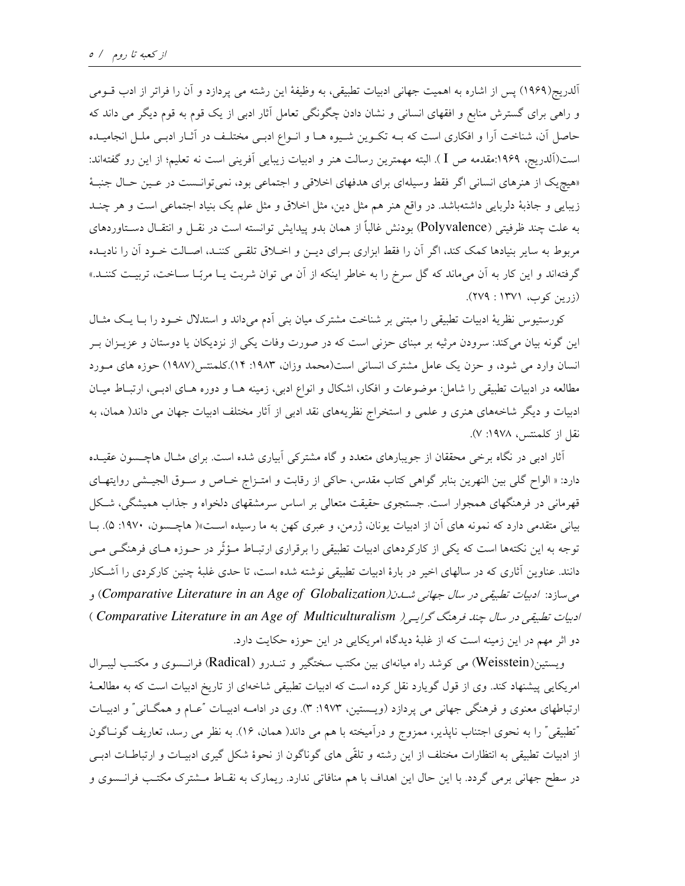آلدریج(۱۹۶۹) پس از اشاره به اهمیت جهانی ادبیات تطبیقی، به وظیفهٔ این رشته می پردازد و آن را فراتر از ادب قـومی و راهی برای گسترش منابع و افقهای انسانی و نشان دادن چگونگی تعامل آثار ادبی از یک قوم به قوم دیگر می داند که حاصل آن، شناخت آرا و افکاری است که بـه تکـوین شـیوه هـا و انـواع ادبـی مختلـف در آثـار ادبـی ملـل انجامیـده است(آلدریج، ۱۹۶۹:مقدمه ص I ). البته مهمترین رسالت هنر و ادبیات زیبایی آفرینی است نه تعلیم؛ از این رو گفته‌اند: «هیچ‌یک از هنرهای انسانی اگر فقط وسیله‌ای برای هدفهای اخلاقی و اجتماعی بود، نمی‌توانـست در عـین حـال جنبـهٔ زیبایی و جاذبهٔ دلربایی داشته‌باشد. در واقع هنر هم مثل دین، مثل اخلاق و مثل علم یک بنیاد اجتماعی است و هر چنـد به علت چند ظرفیتی (Polyvalence) بودنش غالباً از همان بدو پیدایش توانسته است در نقـل و انتقـال دسـتاوردهای مربوط به سایر بنیادها کمک کند، اگر آن را فقط ابزاری بـرای دیـن و اخـلاق تلقـی کننـد، اصـالت خـود آن را نادیـده گرفته‌اند و این کار به آن می‌ماند که گل سرخ را به خاطر اینکه از آن می توان شربت یـا مربّـا سـاخت، تربیـت کننـد.» (زرین کوب، ۱۳۷۱ : ۲۷۹).

کورستیوس نظریهٔ ادبیات تطبیقی را مبتنی بر شناخت مشترک میان بنی آدم می‌داند و استدلال خـود را بـا یـک مثـال این گونه بیان می‌کند: سرودن مرثیه بر مبنای حزنی است که در صورت وفات یکی از نزدیکان یا دوستان و عزیـزان بـر انسان وارد می شود، و حزن یک عامل مشترک انسانی است(محمد وزان، ۱۹۸۳: ۱۴).کلمنتس(۱۹۸۷) حوزه های مـورد مطالعه در ادبیات تطبیقی را شامل: موضوعات و افکار، اشکال و انواع ادبی، زمینه هـا و دوره هـای ادبـی، ارتبـاط میـان ادبیات و دیگر شاخه‌های هنری و علمی و استخراج نظریه‌های نقد ادبی از آثار مختلف ادبیات جهان می داند( همان، به نقل از کلمنتس، ۱۹۷۸: ۷).

آثار ادبی در نگاه برخی محققان از جویبارهای متعدد و گاه مشترکی آبیاری شده است. برای مثـال هاچـسون عقیـده دارد: « الواح گلی بین النهرین بنابر گواهی کتاب مقدس، حاکی از رقابت و امتـزاج خـاص و سـوق الجیـشی روایتهـای قهرمانی در فرهنگهای همجوار است. جستجوی حقیقت متعالی بر اساس سرمشقهای دلخواه و جذاب همیشگی، شـکل بیانی متقدمی دارد که نمونه های آن از ادبیات یونان، ژرمن، و عبری کهن به ما رسیده اسـت»( هاچـسون، ۱۹۷۰: ۵). بـا توجه به این نکته‌ها است که یکی از کارکردهای ادبیات تطبیقی را برقراری ارتبـاط مـؤثّر در حـوزه هـای فرهنگـی مـی دانند. عناوین آثاری که در سالهای اخیر در بارهٔ ادبیات تطبیقی نوشته شده است، تا حدی غلبهٔ چنین کارکردی را آشـکار می‌سازد: *ادبیات تطبیقی در سال جهانی شـدن*(*Comparative Literature in an Age of Globalization*) و *ادبیات تطبیقی در سال چند فرهنگ گرایـی*( *Comparative Literature in an Age of Multiculturalism* ) دو اثر مهم در این زمینه است که از غلبهٔ دیدگاه امریکایی در این حوزه حکایت دارد.

ویستین(Weisstein) می کوشد راه میانه‌ای بین مکتب سختگیر و تنـدرو (Radical) فرانـسوی و مکتـب لیبـرال امریکایی پیشنهاد کند. وی از قول گویارد نقل کرده است که ادبیات تطبیقی شاخه‌ای از تاریخ ادبیات است که به مطالعـهٔ ارتباطهای معنوی و فرهنگی جهانی می پردازد (ویـستین، ۱۹۷۳: ۳). وی در ادامـه ادبیـات "عـام و همگـانی" و ادبیـات "تطبیقی" را به نحوی اجتناب ناپذیر، ممزوج و درآمیخته با هم می داند( همان، ۱۶). به نظر می رسد، تعاریف گونـاگون از ادبیات تطبیقی به انتظارات مختلف از این رشته و تلقّی های گوناگون از نحوهٔ شکل گیری ادبیـات و ارتباطـات ادبـی در سطح جهانی برمی گردد. با این حال این اهداف با هم منافاتی ندارد. ریمارک به نقـاط مـشترک مکتـب فرانـسوی و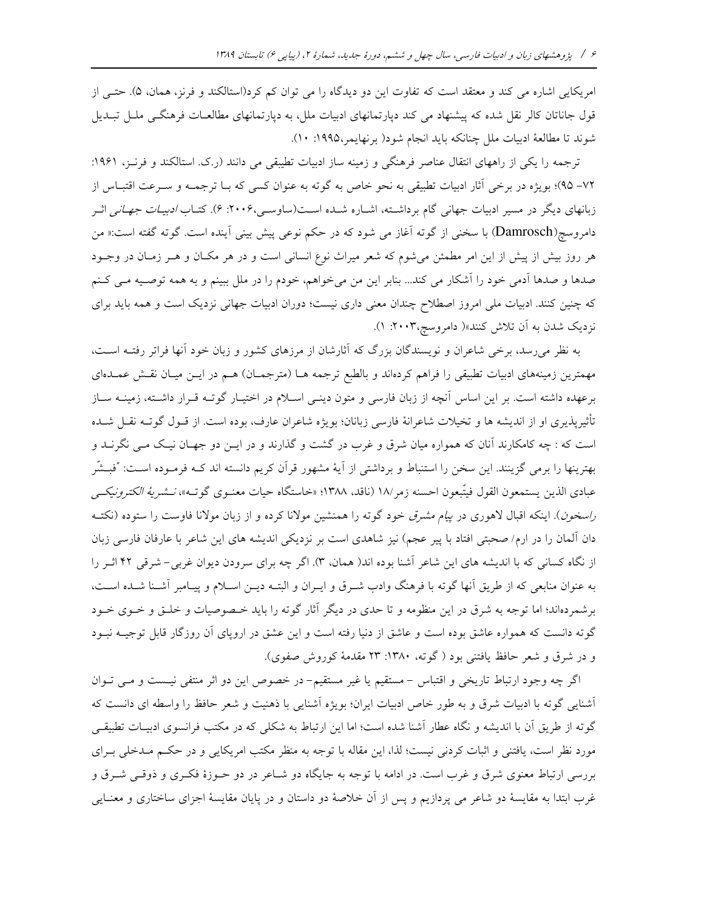امریکایی اشاره می کند و معتقد است که تفاوت این دو دیدگاه را می توان کم کرد(استالکند و فرنز، همان، ۵). حتی از قول جاناتان کالر نقل شده که پیشنهاد می کند دپارتمانهای ادبیات ملل، به دپارتمانهای مطالعات فرهنگی ملل تبدیل شوند تا مطالعهٔ ادبیات ملل چنانکه باید انجام شود( برنهایمر،۱۹۹۵: ۱۰).

ترجمه را یکی از راههای انتقال عناصر فرهنگی و زمینه ساز ادبیات تطبیقی می دانند (ر.ک. استالکند و فرنز، ۱۹۶۱: ۷۲– ۹۵)؛ بویژه در برخی آثار ادبیات تطبیقی به نحو خاص به گوته به عنوان کسی که با ترجمه و سرعت اقتباس از زبانهای دیگر در مسیر ادبیات جهانی گام برداشته، اشاره شده است(ساوسی،۲۰۰۶: ۶). کتاب *ادبیات جهانی* اثر دامروسچ(Damrosch) با سخنی از گوته آغاز می شود که در حکم نوعی پیش بینی آینده است. گوته گفته است:« من هر روز بیش از پیش از این امر مطمئن می‌شوم که شعر میراث نوع انسانی است و در هر مکان و هر زمان در وجود صدها و صدها آدمی خود را آشکار می کند... بنابر این من می‌خواهم، خودم را در ملل ببینم و به همه توصیه می کنم که چنین کنند. ادبیات ملی امروز اصطلاح چندان معنی داری نیست؛ دوران ادبیات جهانی نزدیک است و همه باید برای نزدیک شدن به آن تلاش کنند»( دامروسچ،۲۰۰۳: ۱).

به نظر می‌رسد، برخی شاعران و نویسندگان بزرگ که آثارشان از مرزهای کشور و زبان خود آنها فراتر رفته است، مهمترین زمینه‌های ادبیات تطبیقی را فراهم کرده‌اند و بالطبع ترجمه ها (مترجمان) هم در این میان نقش عمده‌ای برعهده داشته است. بر این اساس آنچه از زبان فارسی و متون دینی اسلام در اختیار گوته قرار داشته، زمینه ساز تأثیرپذیری او از اندیشه ها و تخیلات شاعرانهٔ فارسی زبانان؛ بویژه شاعران عارف، بوده است. از قول گوته نقل شده است که : چه کامکارند آنان که همواره میان شرق و غرب در گشت و گذارند و در این دو جهان نیک می نگرند و بهترینها را برمی گزینند. این سخن را استنباط و برداشتی از آیهٔ مشهور قرآن کریم دانسته اند که فرموده است: "فبشّر عبادی الذین یستمعون القول فیتّبعون احسنه زمر/۱۸ (ناقد، ۱۳۸۸؛ «خاستگاه حیات معنوی گوته»، *نشریهٔ الکترونیکی راسخون*). اینکه اقبال لاهوری در *پیام مشرق* خود گوته را همنشین مولانا کرده و از زبان مولانا فاوست را ستوده (نکته دان آلمان را در ارم/ صحبتی افتاد با پیر عجم) نیز شاهدی است بر نزدیکی اندیشه های این شاعر با عارفان فارسی زبان از نگاه کسانی که با اندیشه های این شاعر آشنا بوده اند( همان، ۳). اگر چه برای سرودن دیوان غربی- شرقی ۴۲ اثر را به عنوان منابعی که از طریق آنها گوته با فرهنگ وادب شرق و ایران و البته دین اسلام و پیامبر آشنا شده است، برشمرده‌اند؛ اما توجه به شرق در این منظومه و تا حدی در دیگر آثار گوته را باید خصوصیات و خلق و خوی خود گوته دانست که همواره عاشق بوده است و عاشق از دنیا رفته است و این عشق در اروپای آن روزگار قابل توجیه نبود و در شرق و شعر حافظ یافتنی بود ( گوته، ۱۳۸۰: ۲۳ مقدمهٔ کوروش صفوی).

اگر چه وجود ارتباط تاریخی و اقتباس - مستقیم یا غیر مستقیم- در خصوص این دو اثر منتفی نیست و می توان آشنایی گوته با ادبیات شرق و به طور خاص ادبیات ایران؛ بویژه آشنایی با ذهنیت و شعر حافظ را واسطه ای دانست که گوته از طریق آن با اندیشه و نگاه عطار آشنا شده است؛ اما این ارتباط به شکلی که در مکتب فرانسوی ادبیات تطبیقی مورد نظر است، یافتنی و اثبات کردنی نیست؛ لذا، این مقاله با توجه به منظر مکتب امریکایی و در حکم مدخلی برای بررسی ارتباط معنوی شرق و غرب است. در ادامه با توجه به جایگاه دو شاعر در دو حوزهٔ فکری و ذوقی شرق و غرب ابتدا به مقایسهٔ دو شاعر می پردازیم و پس از آن خلاصهٔ دو داستان و در پایان مقایسهٔ اجزای ساختاری و معنایی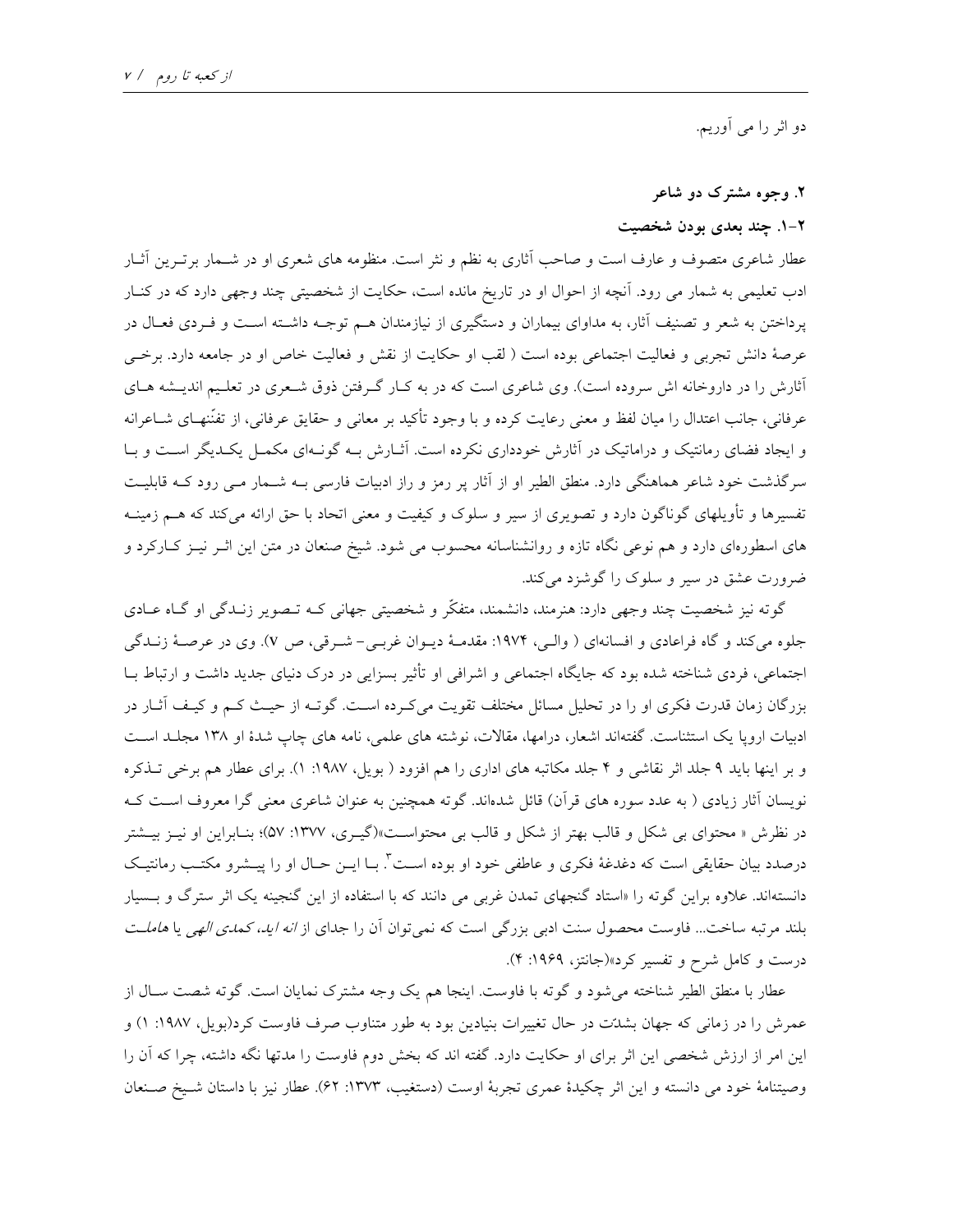دو اثر را می آوریم.

## ۲. وجوه مشترک دو شاعر

### ۲-۱. چند بعدی بودن شخصیت

عطار شاعری متصوف و عارف است و صاحب آثاری به نظم و نثر است. منظومه های شعری او در شمار برترین آثار ادب تعلیمی به شمار می رود. آنچه از احوال او در تاریخ مانده است، حکایت از شخصیتی چند وجهی دارد که در کنار پرداختن به شعر و تصنیف آثار، به مداوای بیماران و دستگیری از نیازمندان هم توجه داشته است و فردی فعال در عرصهٔ دانش تجربی و فعالیت اجتماعی بوده است ( لقب او حکایت از نقش و فعالیت خاص او در جامعه دارد. برخی آثارش را در داروخانه اش سروده است). وی شاعری است که در به کار گرفتن ذوق شعری در تعلیم اندیشه های عرفانی، جانب اعتدال را میان لفظ و معنی رعایت کرده و با وجود تأکید بر معانی و حقایق عرفانی، از تفنّنهای شاعرانه و ایجاد فضای رمانتیک و دراماتیک در آثارش خودداری نکرده است. آثارش به گونه‌ای مکمل یکدیگر است و با سرگذشت خود شاعر هماهنگی دارد. منطق الطیر او از آثار پر رمز و راز ادبیات فارسی به شمار می رود که قابلیت تفسیرها و تأویلهای گوناگون دارد و تصویری از سیر و سلوک و کیفیت و معنی اتحاد با حق ارائه می‌کند که هم زمینه های اسطوره‌ای دارد و هم نوعی نگاه تازه و روانشناسانه محسوب می شود. شیخ صنعان در متن این اثر نیز کارکرد و ضرورت عشق در سیر و سلوک را گوشزد می‌کند.

گوته نیز شخصیت چند وجهی دارد: هنرمند، دانشمند، متفکّر و شخصیتی جهانی که تصویر زندگی او گاه عادی جلوه می‌کند و گاه فراعادی و افسانه‌ای ( والی، ۱۹۷۴: مقدمهٔ دیوان غربی- شرقی، ص ۷). وی در عرصهٔ زندگی اجتماعی، فردی شناخته شده بود که جایگاه اجتماعی و اشرافی او تأثیر بسزایی در درک دنیای جدید داشت و ارتباط با بزرگان زمان قدرت فکری او را در تحلیل مسائل مختلف تقویت می‌کرده است. گوته از حیث کم و کیف آثار در ادبیات اروپا یک استثناست. گفته‌اند اشعار، درامها، مقالات، نوشته های علمی، نامه های چاپ شدهٔ او ۱۳۸ مجلد است و بر اینها باید ۹ جلد اثر نقاشی و ۴ جلد مکاتبه های اداری را هم افزود ( بویل، ۱۹۸۷: ۱). برای عطار هم برخی تذکره نویسان آثار زیادی ( به عدد سوره های قرآن) قائل شده‌اند. گوته همچنین به عنوان شاعری معنی گرا معروف است که در نظرش « محتوای بی شکل و قالب بهتر از شکل و قالب بی محتواست»(گیری، ۱۳۷۷: ۵۷)؛ بنابراین او نیز بیشتر درصدد بیان حقایقی است که دغدغهٔ فکری و عاطفی خود او بوده است[۳]. با این حال او را پیشرو مکتب رمانتیک دانسته‌اند. علاوه براین گوته را «استاد گنجهای تمدن غربی می دانند که با استفاده از این گنجینه یک اثر سترگ و بسیار بلند مرتبه ساخت... فاوست محصول سنت ادبی بزرگی است که نمی‌توان آن را جدای از *انه اید*، *کمدی الهی* یا *هاملت* درست و کامل شرح و تفسیر کرد»(جانتز، ۱۹۶۹: ۴).

عطار با منطق الطیر شناخته می‌شود و گوته با فاوست. اینجا هم یک وجه مشترک نمایان است. گوته شصت سال از عمرش را در زمانی که جهان بشدّت در حال تغییرات بنیادین بود به طور متناوب صرف فاوست کرد(بویل، ۱۹۸۷: ۱) و این امر از ارزش شخصی این اثر برای او حکایت دارد. گفته اند که بخش دوم فاوست را مدتها نگه داشته، چرا که آن را وصیتنامهٔ خود می دانسته و این اثر چکیدهٔ عمری تجربهٔ اوست (دستغیب، ۱۳۷۳: ۶۲). عطار نیز با داستان شیخ صنعان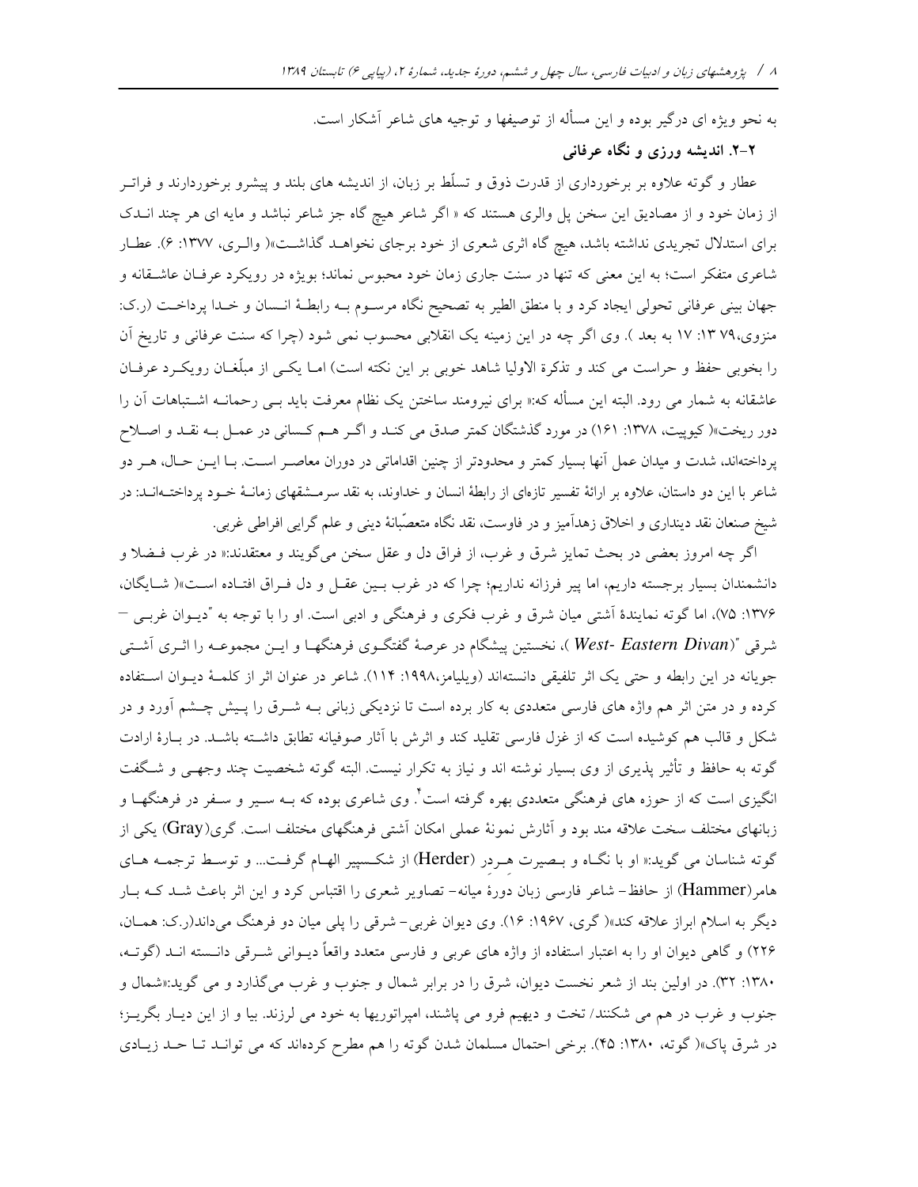به نحو ویژه ای درگیر بوده و این مسأله از توصیفها و توجیه های شاعر آشکار است.

### ۲-۲. اندیشه ورزی و نگاه عرفانی

عطار و گوته علاوه بر برخورداری از قدرت ذوق و تسلّط بر زبان، از اندیشه های بلند و پیشرو برخوردارند و فراتر از زمان خود و از مصادیق این سخن پل والری هستند که « اگر شاعر هیچ گاه جز شاعر نباشد و مایه ای هر چند اندک برای استدلال تجریدی نداشته باشد، هیچ گاه اثری شعری از خود برجای نخواهد گذاشت»( والری، ۱۳۷۷: ۶). عطار شاعری متفکر است؛ به این معنی که تنها در سنت جاری زمان خود محبوس نماند؛ بویژه در رویکرد عرفان عاشقانه و جهان بینی عرفانی تحولی ایجاد کرد و با منطق الطیر به تصحیح نگاه مرسوم به رابطۀ انسان و خدا پرداخت (ر.ک: منزوی،۷۹ ۱۳: ۱۷ به بعد ). وی اگر چه در این زمینه یک انقلابی محسوب نمی شود (چرا که سنت عرفانی و تاریخ آن را بخوبی حفظ و حراست می کند و تذکرة الاولیا شاهد خوبی بر این نکته است) اما یکی از مبلّغان رویکرد عرفان عاشقانه به شمار می رود. البته این مسأله که:« برای نیرومند ساختن یک نظام معرفت باید بی رحمانه اشتباهات آن را دور ریخت»( کیوپیت، ۱۳۷۸: ۱۶۱) در مورد گذشتگان کمتر صدق می کند و اگر هم کسانی در عمل به نقد و اصلاح پرداخته‌اند، شدت و میدان عمل آنها بسیار کمتر و محدودتر از چنین اقداماتی در دوران معاصر است. با این حال، هر دو شاعر با این دو داستان، علاوه بر ارائۀ تفسیر تازه‌ای از رابطۀ انسان و خداوند، به نقد سرمشقهای زمانۀ خود پرداخته‌اند: در شیخ صنعان نقد دینداری و اخلاق زهدآمیز و در فاوست، نقد نگاه متعصّبانۀ دینی و علم گرایی افراطی غربی.

اگر چه امروز بعضی در بحث تمایز شرق و غرب، از فراق دل و عقل سخن می‌گویند و معتقدند:« در غرب فضلا و دانشمندان بسیار برجسته داریم، اما پیر فرزانه نداریم؛ چرا که در غرب بین عقل و دل فراق افتاده است»( شایگان، ۱۳۷۶: ۷۵)، اما گوته نمایندۀ آشتی میان شرق و غرب فکری و فرهنگی و ادبی است. او را با توجه به "دیوان غربی – شرقی "(*West- Eastern Divan* )، نخستین پیشگام در عرصۀ گفتگوی فرهنگها و این مجموعه را اثری آشتی جویانه در این رابطه و حتی یک اثر تلفیقی دانسته‌اند (ویلیامز،۱۹۹۸: ۱۱۴). شاعر در عنوان اثر از کلمۀ دیوان استفاده کرده و در متن اثر هم واژه های فارسی متعددی به کار برده است تا نزدیکی زبانی به شرق را پیش چشم آورد و در شکل و قالب هم کوشیده است که از غزل فارسی تقلید کند و اثرش با آثار صوفیانه تطابق داشته باشد. در بارۀ ارادت گوته به حافظ و تأثیر پذیری از وی بسیار نوشته اند و نیاز به تکرار نیست. البته گوته شخصیت چند وجهی و شگفت انگیزی است که از حوزه های فرهنگی متعددی بهره گرفته است[۴]. وی شاعری بوده که به سیر و سفر در فرهنگها و زبانهای مختلف سخت علاقه مند بود و آثارش نمونۀ عملی امکان آشتی فرهنگهای مختلف است. گری(Gray) یکی از گوته شناسان می گوید:« او با نگاه و بصیرت هِردر (Herder) از شکسپیر الهام گرفت... و توسط ترجمه های هامر(Hammer) از حافظ- شاعر فارسی زبان دورۀ میانه- تصاویر شعری را اقتباس کرد و این اثر باعث شد که بار دیگر به اسلام ابراز علاقه کند»( گری، ۱۹۶۷: ۱۶). وی دیوان غربی- شرقی را پلی میان دو فرهنگ می‌داند(ر.ک: همان، ۲۲۶) و گاهی دیوان او را به اعتبار استفاده از واژه های عربی و فارسی متعدد واقعاً دیوانی شرقی دانسته اند (گوته، ۱۳۸۰: ۳۲). در اولین بند از شعر نخست دیوان، شرق را در برابر شمال و جنوب و غرب می‌گذارد و می گوید:«شمال و جنوب و غرب در هم می شکنند/ تخت و دیهیم فرو می پاشند، امپراتوریها به خود می لرزند. بیا و از این دیار بگریز؛ در شرق پاک»( گوته، ۱۳۸۰: ۴۵). برخی احتمال مسلمان شدن گوته را هم مطرح کرده‌اند که می تواند تا حد زیادی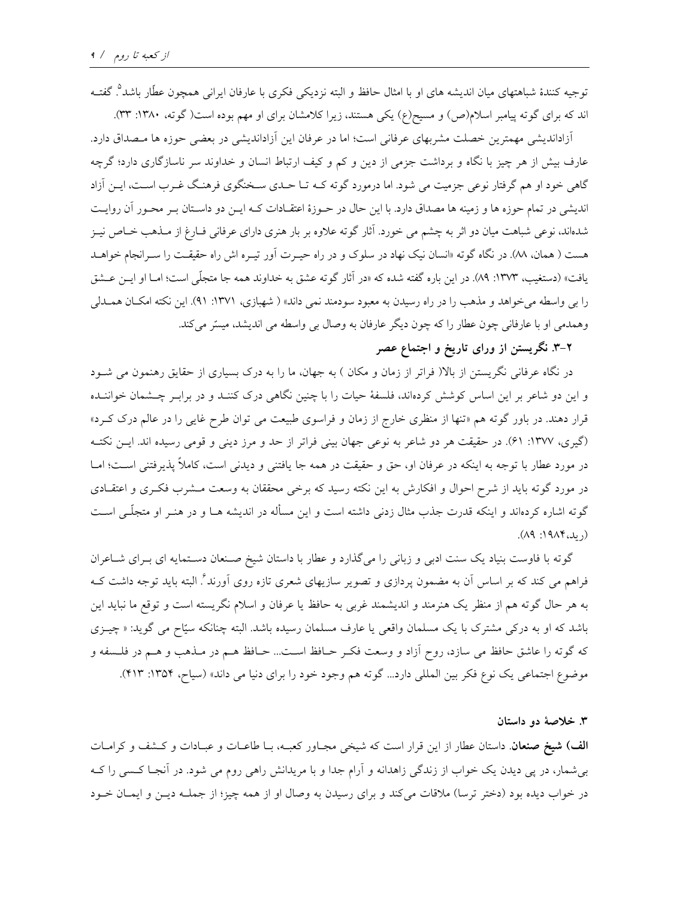توجیه کنندهٔ شباهتهای میان اندیشه های او با امثال حافظ و البته نزدیکی فکری با عارفان ایرانی همچون عطّار باشد[5]. گفته اند که برای گوته پیامبر اسلام(ص) و مسیح(ع) یکی هستند، زیرا کلامشان برای او مهم بوده است( گوته، ۱۳۸۰: ۳۳).

آزاداندیشی مهمترین خصلت مشربهای عرفانی است؛ اما در عرفان این آزاداندیشی در بعضی حوزه ها مصداق دارد. عارف بیش از هر چیز با نگاه و برداشت جزمی از دین و کم و کیف ارتباط انسان و خداوند سر ناسازگاری دارد؛ گرچه گاهی خود او هم گرفتار نوعی جزمیت می شود. اما درمورد گوته که تا حدی سخنگوی فرهنگ غرب است، این آزاد اندیشی در تمام حوزه ها و زمینه ها مصداق دارد. با این حال در حوزهٔ اعتقادات که این دو داستان بر محور آن روایت شده‌اند، نوعی شباهت میان دو اثر به چشم می خورد. آثار گوته علاوه بر بار هنری دارای بار عرفانی فارغ از مذهب خاص نیز هست ( همان، ۸۸). در نگاه گوته «انسان نیک نهاد در سلوک و در راه حیرت آور تیره اش راه حقیقت را سرانجام خواهد یافت» (دستغیب، ۱۳۷۳: ۸۹). در این باره گفته شده که «در آثار گوته عشق به خداوند همه جا متجلّی است؛ اما او این عشق را بی واسطه می‌خواهد و مذهب را در راه رسیدن به معبود سودمند نمی داند» ( شهبازی، ۱۳۷۱: ۹۱). این نکته امکان همدلی وهمدمی او با عارفانی چون عطار را که چون دیگر عارفان به وصال بی واسطه می اندیشد، میسّر می‌کند.

### ۲-۳. نگریستن از ورای تاریخ و اجتماع عصر

در نگاه عرفانی نگریستن از بالا( فراتر از زمان و مکان ) به جهان، ما را به درک بسیاری از حقایق رهنمون می شود و این دو شاعر بر این اساس کوشش کرده‌اند، فلسفهٔ حیات را با چنین نگاهی درک کنند و در برابر چشمان خواننده قرار دهند. در باور گوته هم «تنها از منظری خارج از زمان و فراسوی طبیعت می توان طرح غایی را در عالم درک کرد» (گیری، ۱۳۷۷: ۶۱). در حقیقت هر دو شاعر به نوعی جهان بینی فراتر از حد و مرز دینی و قومی رسیده اند. این نکته در مورد عطار با توجه به اینکه در عرفان او، حق و حقیقت در همه جا یافتنی و دیدنی است، کاملاً پذیرفتنی است؛ اما در مورد گوته باید از شرح احوال و افکارش به این نکته رسید که برخی محققان به وسعت مشرب فکری و اعتقادی گوته اشاره کرده‌اند و اینکه قدرت جذب مثال زدنی داشته است و این مسأله در اندیشه ها و در هنر او متجلّی است (رید،۱۹۸۴: ۸۹).

گوته با فاوست بنیاد یک سنت ادبی و زبانی را می‌گذارد و عطار با داستان شیخ صنعان دستمایه ای برای شاعران فراهم می کند که بر اساس آن به مضمون پردازی و تصویر سازیهای شعری تازه روی آورند[6]. البته باید توجه داشت که به هر حال گوته هم از منظر یک هنرمند و اندیشمند غربی به حافظ یا عرفان و اسلام نگریسته است و توقع ما نباید این باشد که او به درکی مشترک با یک مسلمان واقعی یا عارف مسلمان رسیده باشد. البته چنانکه سیّاح می گوید: « چیزی که گوته را عاشق حافظ می سازد، روح آزاد و وسعت فکر حافظ است... حافظ هم در مذهب و هم در فلسفه و موضوع اجتماعی یک نوع فکر بین المللی دارد... گوته هم وجود خود را برای دنیا می داند» (سیاح، ۱۳۵۴: ۴۱۳).

## ۳. خلاصهٔ دو داستان

**الف) شیخ صنعان**. داستان عطار از این قرار است که شیخی مجاور کعبه، با طاعات و عبادات و کشف و کرامات بی‌شمار، در پی دیدن یک خواب از زندگی زاهدانه و آرام جدا و با مریدانش راهی روم می شود. در آنجا کسی را که در خواب دیده بود (دختر ترسا) ملاقات می‌کند و برای رسیدن به وصال او از همه چیز؛ از جمله دین و ایمان خود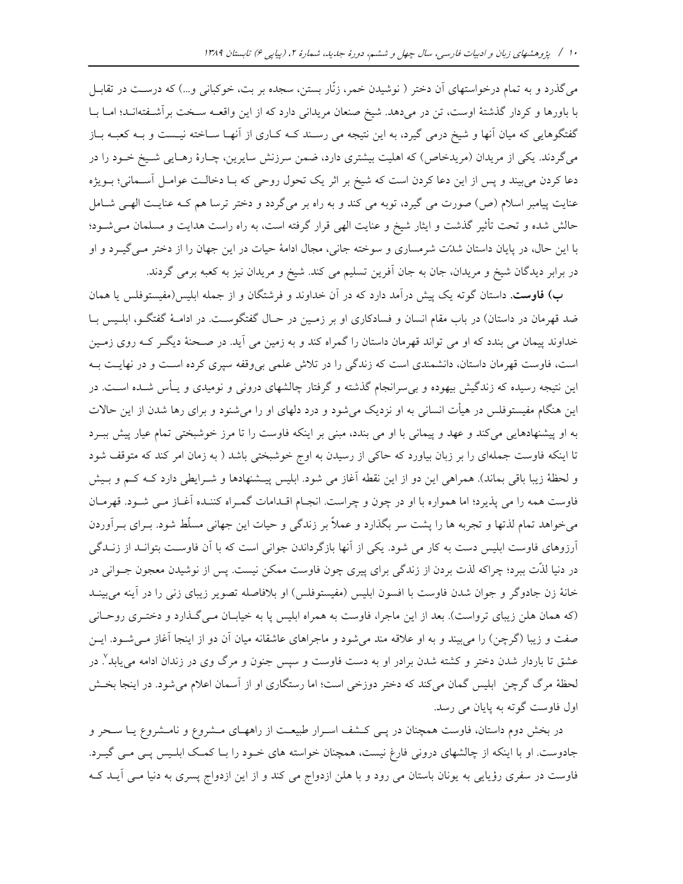می‌گذرد و به تمام درخواستهای آن دختر ( نوشیدن خمر، زنّار بستن، سجده بر بت، خوکبانی و...) که درست در تقابل با باورها و کردار گذشتهٔ اوست، تن در می‌دهد. شیخ صنعان مریدانی دارد که از این واقعه سخت برآشفته‌اند؛ اما با گفتگوهایی که میان آنها و شیخ درمی گیرد، به این نتیجه می رسند که کاری از آنها ساخته نیست و به کعبه باز می‌گردند. یکی از مریدان (مریدخاص) که اهلیت بیشتری دارد، ضمن سرزنش سایرین، چارهٔ رهایی شیخ خود را در دعا کردن می‌بیند و پس از این دعا کردن است که شیخ بر اثر یک تحول روحی که با دخالت عوامل آسمانی؛ بویژه عنایت پیامبر اسلام (ص) صورت می گیرد، توبه می کند و به راه بر می‌گردد و دختر ترسا هم که عنایت الهی شامل حالش شده و تحت تأثیر گذشت و ایثار شیخ و عنایت الهی قرار گرفته است، به راه راست هدایت و مسلمان می‌شود؛ با این حال، در پایان داستان شدّت شرمساری و سوخته جانی، مجال ادامهٔ حیات در این جهان را از دختر می‌گیرد و او در برابر دیدگان شیخ و مریدان، جان به جان آفرین تسلیم می کند. شیخ و مریدان نیز به کعبه برمی گردند.

**ب) فاوست.** داستان گوته یک پیش درآمد دارد که در آن خداوند و فرشتگان و از جمله ابلیس(مفیستوفلس یا همان ضد قهرمان در داستان) در باب مقام انسان و فسادکاری او بر زمین در حال گفتگوست. در ادامهٔ گفتگو، ابلیس با خداوند پیمان می بندد که او می تواند قهرمان داستان را گمراه کند و به زمین می آید. در صحنهٔ دیگر که روی زمین است، فاوست قهرمان داستان، دانشمندی است که زندگی را در تلاش علمی بی‌وقفه سپری کرده است و در نهایت به این نتیجه رسیده که زندگیش بیهوده و بی‌سرانجام گذشته و گرفتار چالشهای درونی و نومیدی و یأس شده است. در این هنگام مفیستوفلس در هیأت انسانی به او نزدیک می‌شود و درد دلهای او را می‌شنود و برای رها شدن از این حالات به او پیشنهادهایی می‌کند و عهد و پیمانی با او می بندد، مبنی بر اینکه فاوست را تا مرز خوشبختی تمام عیار پیش ببرد تا اینکه فاوست جمله‌ای را بر زبان بیاورد که حاکی از رسیدن به اوج خوشبختی باشد ( به زمان امر کند که متوقف شود و لحظهٔ زیبا باقی بماند). همراهی این دو از این نقطه آغاز می شود. ابلیس پیشنهادها و شرایطی دارد که کم و بیش فاوست همه را می پذیرد؛ اما همواره با او در چون و چراست. انجام اقدامات گمراه کننده آغاز می شود. قهرمان می‌خواهد تمام لذتها و تجربه ها را پشت سر بگذارد و عملاً بر زندگی و حیات این جهانی مسلّط شود. برای برآوردن آرزوهای فاوست ابلیس دست به کار می شود. یکی از آنها بازگرداندن جوانی است که با آن فاوست بتواند از زندگی در دنیا لذّت ببرد؛ چراکه لذت بردن از زندگی برای پیری چون فاوست ممکن نیست. پس از نوشیدن معجون جوانی در خانهٔ زن جادوگر و جوان شدن فاوست با افسون ابلیس (مفیستوفلس) او بلافاصله تصویر زیبای زنی را در آینه می‌بیند (که همان هلن زیبای ترواست). بعد از این ماجرا، فاوست به همراه ابلیس پا به خیابان می‌گذارد و دختری روحانی صفت و زیبا (گرچن) را می‌بیند و به او علاقه مند می‌شود و ماجراهای عاشقانه میان آن دو از اینجا آغاز می‌شود. این عشق تا باردار شدن دختر و کشته شدن برادر او به دست فاوست و سپس جنون و مرگ وی در زندان ادامه می‌یابد[7]. در لحظهٔ مرگ گرچن ابلیس گمان می‌کند که دختر دوزخی است؛ اما رستگاری او از آسمان اعلام می‌شود. در اینجا بخش اول فاوست گوته به پایان می رسد.

در بخش دوم داستان، فاوست همچنان در پی کشف اسرار طبیعت از راههای مشروع و نامشروع یا سحر و جادوست. او با اینکه از چالشهای درونی فارغ نیست، همچنان خواسته های خود را با کمک ابلیس پی می گیرد. فاوست در سفری رؤیایی به یونان باستان می رود و با هلن ازدواج می کند و از این ازدواج پسری به دنیا می آید که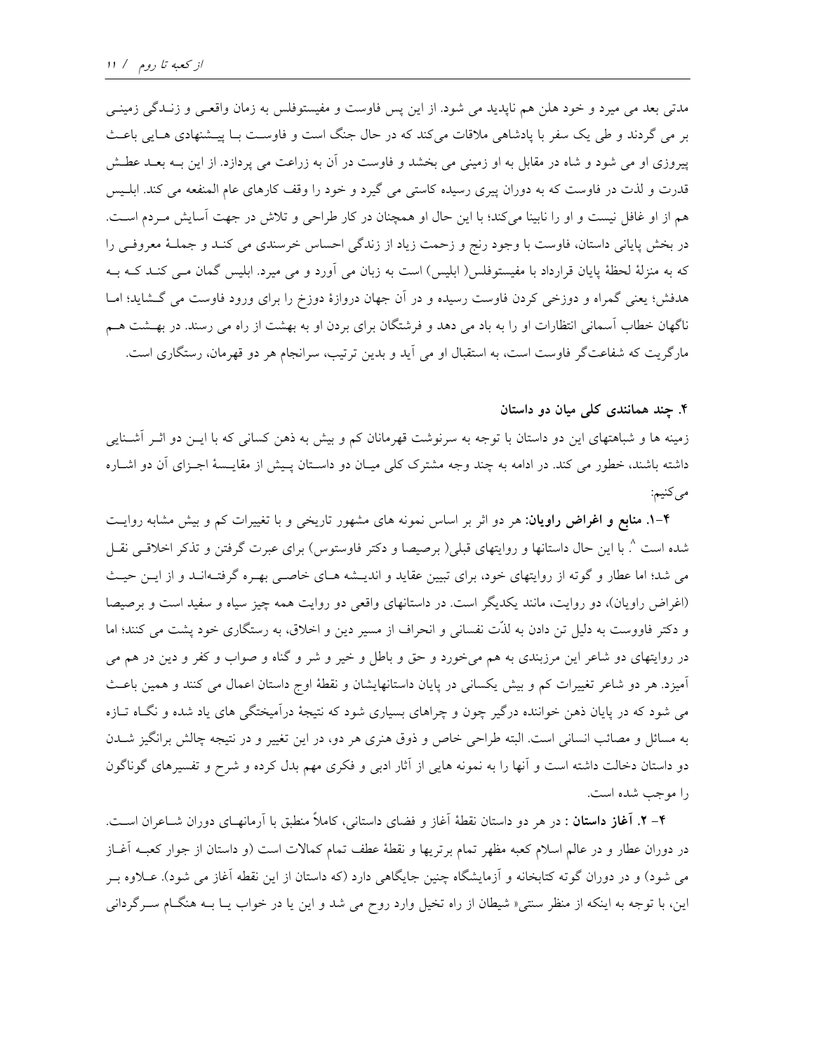مدتی بعد می میرد و خود هلن هم ناپدید می شود. از این پس فاوست و مفیستوفلس به زمان واقعی و زنـدگی زمینـی بر می گردند و طی یک سفر با پادشاهی ملاقات می‌کند که در حال جنگ است و فاوسـت بـا پیـشنهادی هـایی باعـث پیروزی او می شود و شاه در مقابل به او زمینی می بخشد و فاوست در آن به زراعت می پردازد. از این بـه بعـد عطـش قدرت و لذت در فاوست که به دوران پیری رسیده کاستی می گیرد و خود را وقف کارهای عام المنفعه می کند. ابلـیس هم از او غافل نیست و او را نابینا می‌کند؛ با این حال او همچنان در کار طراحی و تلاش در جهت آسایش مـردم اسـت. در بخش پایانی داستان، فاوست با وجود رنج و زحمت زیاد از زندگی احساس خرسندی می کنـد و جملـهٔ معروفـی را که به منزلهٔ لحظهٔ پایان قرارداد با مفیستوفلس( ابلیس) است به زبان می آورد و می میرد. ابلیس گمان مـی کنـد کـه بـه هدفش؛ یعنی گمراه و دوزخی کردن فاوست رسیده و در آن جهان دروازهٔ دوزخ را برای ورود فاوست می گـشاید؛ امـا ناگهان خطاب آسمانی انتظارات او را به باد می دهد و فرشتگان برای بردن او به بهشت از راه می رسند. در بهـشت هـم مارگریت که شفاعت‌گر فاوست است، به استقبال او می آید و بدین ترتیب، سرانجام هر دو قهرمان، رستگاری است.

### ۴. چند همانندی کلی میان دو داستان

زمینه ها و شباهتهای این دو داستان با توجه به سرنوشت قهرمانان کم و بیش به ذهن کسانی که با ایـن دو اثـر آشـنایی داشته باشند، خطور می کند. در ادامه به چند وجه مشترک کلی میـان دو داسـتان پـیش از مقایـسهٔ اجـزای آن دو اشـاره می‌کنیم:

**۴–۱. منابع و اغراض راویان:** هر دو اثر بر اساس نمونه های مشهور تاریخی و با تغییرات کم و بیش مشابه روایـت شده است [۸]. با این حال داستانها و روایتهای قبلی( برصیصا و دکتر فاوستوس) برای عبرت گرفتن و تذکر اخلاقـی نقـل می شد؛ اما عطار و گوته از روایتهای خود، برای تبیین عقاید و اندیـشه هـای خاصـی بهـره گرفتـه‌انـد و از ایـن حیـث (اغراض راویان)، دو روایت، مانند یکدیگر است. در داستانهای واقعی دو روایت همه چیز سیاه و سفید است و برصیصا و دکتر فاووست به دلیل تن دادن به لذّت نفسانی و انحراف از مسیر دین و اخلاق، به رستگاری خود پشت می کنند؛ اما در روایتهای دو شاعر این مرزبندی به هم می‌خورد و حق و باطل و خیر و شر و گناه و صواب و کفر و دین در هم می آمیزد. هر دو شاعر تغییرات کم و بیش یکسانی در پایان داستانهایشان و نقطهٔ اوج داستان اعمال می کنند و همین باعـث می شود که در پایان ذهن خواننده درگیر چون و چراهای بسیاری شود که نتیجهٔ درآمیختگی های یاد شده و نگـاه تـازه به مسائل و مصائب انسانی است. البته طراحی خاص و ذوق هنری هر دو، در این تغییر و در نتیجه چالش برانگیز شـدن دو داستان دخالت داشته است و آنها را به نمونه هایی از آثار ادبی و فکری مهم بدل کرده و شرح و تفسیرهای گوناگون را موجب شده است.

**۴– ۲. آغاز داستان :** در هر دو داستان نقطهٔ آغاز و فضای داستانی، کاملاً منطبق با آرمانهـای دوران شـاعران اسـت. در دوران عطار و در عالم اسلام کعبه مظهر تمام برتریها و نقطهٔ عطف تمام کمالات است (و داستان از جوار کعبـه آغـاز می شود) و در دوران گوته کتابخانه و آزمایشگاه چنین جایگاهی دارد (که داستان از این نقطه آغاز می شود). عـلاوه بـر این، با توجه به اینکه از منظر سنتی« شیطان از راه تخیل وارد روح می شد و این یا در خواب یـا بـه هنگـام سـرگردانی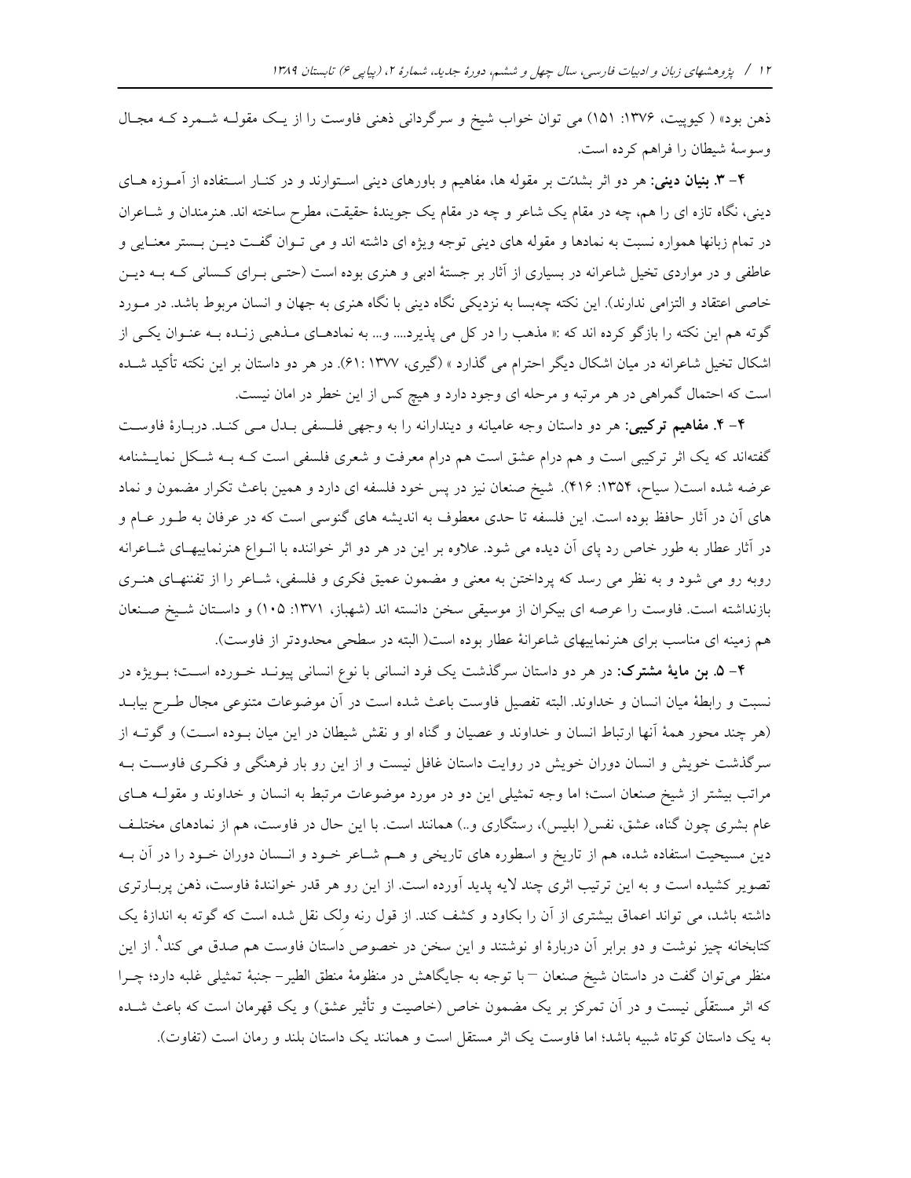ذهن بود» ( کیوپیت، ۱۳۷۶: ۱۵۱) می توان خواب شیخ و سرگردانی ذهنی فاوست را از یک مقوله شمرد که مجال وسوسهٔ شیطان را فراهم کرده است.

**۴- ۳. بنیان دینی:** هر دو اثر بشدّت بر مقوله ها، مفاهیم و باورهای دینی استوارند و در کنار استفاده از آموزه های دینی، نگاه تازه ای را هم، چه در مقام یک شاعر و چه در مقام یک جویندهٔ حقیقت، مطرح ساخته اند. هنرمندان و شاعران در تمام زبانها همواره نسبت به نمادها و مقوله های دینی توجه ویژه ای داشته اند و می توان گفت دین بستر معنایی و عاطفی و در مواردی تخیل شاعرانه در بسیاری از آثار بر جستهٔ ادبی و هنری بوده است (حتی برای کسانی که به دین خاصی اعتقاد و التزامی ندارند). این نکته چه‌بسا به نزدیکی نگاه دینی با نگاه هنری به جهان و انسان مربوط باشد. در مورد گوته هم این نکته را بازگو کرده اند که :« مذهب را در کل می پذیرد.... و... به نمادهای مذهبی زنده به عنوان یکی از اشکال تخیل شاعرانه در میان اشکال دیگر احترام می گذارد » (گیری، ۱۳۷۷ :۶۱). در هر دو داستان بر این نکته تأکید شده است که احتمال گمراهی در هر مرتبه و مرحله ای وجود دارد و هیچ کس از این خطر در امان نیست.

**۴- ۴. مفاهیم ترکیبی:** هر دو داستان وجه عامیانه و دیندارانه را به وجهی فلسفی بدل می کند. دربارهٔ فاوست گفته‌اند که یک اثر ترکیبی است و هم درام عشق است هم درام معرفت و شعری فلسفی است که به شکل نمایشنامه عرضه شده است( سیاح، ۱۳۵۴: ۴۱۶). شیخ صنعان نیز در پس خود فلسفه ای دارد و همین باعث تکرار مضمون و نماد های آن در آثار حافظ بوده است. این فلسفه تا حدی معطوف به اندیشه های گنوسی است که در عرفان به طور عام و در آثار عطار به طور خاص رد پای آن دیده می شود. علاوه بر این در هر دو اثر خواننده با انواع هنرنماییهای شاعرانه روبه رو می شود و به نظر می رسد که پرداختن به معنی و مضمون عمیق فکری و فلسفی، شاعر را از تفننهای هنری بازنداشته است. فاوست را عرصه ای بیکران از موسیقی سخن دانسته اند (شهباز، ۱۳۷۱: ۱۰۵) و داستان شیخ صنعان هم زمینه ای مناسب برای هنرنماییهای شاعرانهٔ عطار بوده است( البته در سطحی محدودتر از فاوست).

**۴- ۵. بن مایهٔ مشترک:** در هر دو داستان سرگذشت یک فرد انسانی با نوع انسانی پیوند خورده است؛ بویژه در نسبت و رابطهٔ میان انسان و خداوند. البته تفصیل فاوست باعث شده است در آن موضوعات متنوعی مجال طرح بیابد (هر چند محور همهٔ آنها ارتباط انسان و خداوند و عصیان و گناه او و نقش شیطان در این میان بوده است) و گوته از سرگذشت خویش و انسان دوران خویش در روایت داستان غافل نیست و از این رو بار فرهنگی و فکری فاوست به مراتب بیشتر از شیخ صنعان است؛ اما وجه تمثیلی این دو در مورد موضوعات مرتبط به انسان و خداوند و مقوله های عام بشری چون گناه، عشق، نفس( ابلیس)، رستگاری و..) همانند است. با این حال در فاوست، هم از نمادهای مختلف دین مسیحیت استفاده شده، هم از تاریخ و اسطوره های تاریخی و هم شاعر خود و انسان دوران خود را در آن به تصویر کشیده است و به این ترتیب اثری چند لایه پدید آورده است. از این رو هر قدر خوانندهٔ فاوست، ذهن پربارتری داشته باشد، می تواند اعماق بیشتری از آن را بکاود و کشف کند. از قول رنه ولک نقل شده است که گوته به اندازهٔ یک کتابخانه چیز نوشت و دو برابر آن دربارهٔ او نوشتند و این سخن در خصوص داستان فاوست هم صدق می کند[۹]. از این منظر می‌توان گفت در داستان شیخ صنعان – با توجه به جایگاهش در منظومهٔ منطق الطیر- جنبهٔ تمثیلی غلبه دارد؛ چرا که اثر مستقلّی نیست و در آن تمرکز بر یک مضمون خاص (خاصیت و تأثیر عشق) و یک قهرمان است که باعث شده به یک داستان کوتاه شبیه باشد؛ اما فاوست یک اثر مستقل است و همانند یک داستان بلند و رمان است (تفاوت).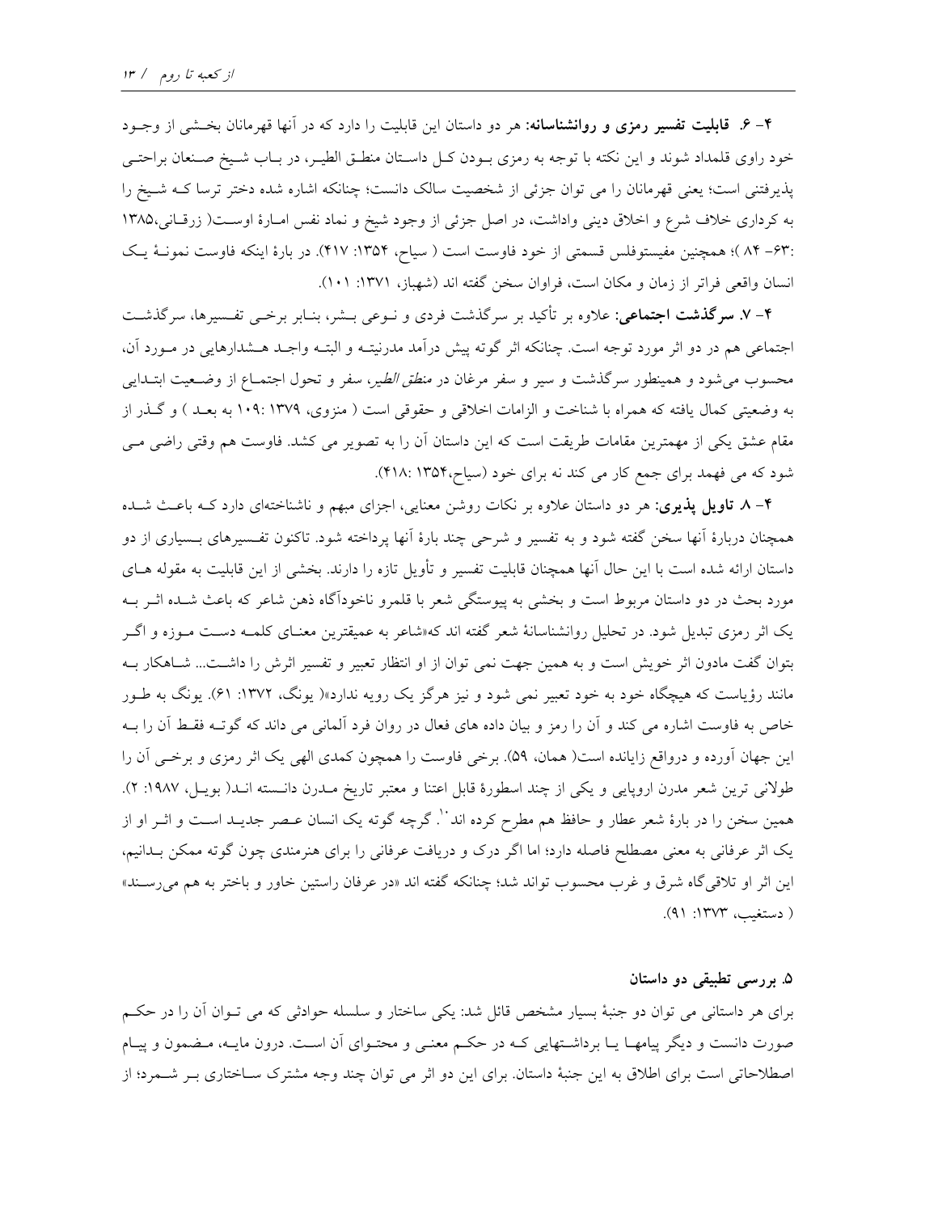**۴- ۶. قابلیت تفسیر رمزی و روانشناسانه:** هر دو داستان این قابلیت را دارد که در آنها قهرمانان بخشی از وجود خود راوی قلمداد شوند و این نکته با توجه به رمزی بودن کل داستان منطق الطیر، در باب شیخ صنعان براحتی پذیرفتنی است؛ یعنی قهرمانان را می توان جزئی از شخصیت سالک دانست؛ چنانکه اشاره شده دختر ترسا که شیخ را به کرداری خلاف شرع و اخلاق دینی واداشت، در اصل جزئی از وجود شیخ و نماد نفس امارهٔ اوست( زرقانی،۱۳۸۵ :۶۳- ۸۴ )؛ همچنین مفیستوفلس قسمتی از خود فاوست است ( سیاح، ۱۳۵۴: ۴۱۷). در بارهٔ اینکه فاوست نمونهٔ یک انسان واقعی فراتر از زمان و مکان است، فراوان سخن گفته اند (شهباز، ۱۳۷۱: ۱۰۱).

**۴- ۷. سرگذشت اجتماعی:** علاوه بر تأکید بر سرگذشت فردی و نوعی بشر، بنابر برخی تفسیرها، سرگذشت اجتماعی هم در دو اثر مورد توجه است. چنانکه اثر گوته پیش درآمد مدرنیته و البته واجد هشدارهایی در مورد آن، محسوب می‌شود و همینطور سرگذشت و سیر و سفر مرغان در *منطق الطیر*، سفر و تحول اجتماع از وضعیت ابتدایی به وضعیتی کمال یافته که همراه با شناخت و الزامات اخلاقی و حقوقی است ( منزوی، ۱۳۷۹ :۱۰۹ به بعد ) و گذر از مقام عشق یکی از مهمترین مقامات طریقت است که این داستان آن را به تصویر می کشد. فاوست هم وقتی راضی می شود که می فهمد برای جمع کار می کند نه برای خود (سیاح،۱۳۵۴ :۴۱۸).

**۴- ۸. تاویل پذیری:** هر دو داستان علاوه بر نکات روشن معنایی، اجزای مبهم و ناشناخته‌ای دارد که باعث شده همچنان دربارهٔ آنها سخن گفته شود و به تفسیر و شرحی چند بارهٔ آنها پرداخته شود. تاکنون تفسیرهای بسیاری از دو داستان ارائه شده است با این حال آنها همچنان قابلیت تفسیر و تأویل تازه را دارند. بخشی از این قابلیت به مقوله های مورد بحث در دو داستان مربوط است و بخشی به پیوستگی شعر با قلمرو ناخودآگاه ذهن شاعر که باعث شده اثر به یک اثر رمزی تبدیل شود. در تحلیل روانشناسانهٔ شعر گفته اند که«شاعر به عمیقترین معنای کلمه دست موزه و اگر بتوان گفت مادون اثر خویش است و به همین جهت نمی توان از او انتظار تعبیر و تفسیر اثرش را داشت... شاهکار به مانند رؤیاست که هیچگاه خود به خود تعبیر نمی شود و نیز هرگز یک رویه ندارد»( یونگ، ۱۳۷۲: ۶۱). یونگ به طور خاص به فاوست اشاره می کند و آن را رمز و بیان داده های فعال در روان فرد آلمانی می داند که گوته فقط آن را به این جهان آورده و درواقع زاینده است( همان، ۵۹). برخی فاوست را همچون کمدی الهی یک اثر رمزی و برخی آن را طولانی ترین شعر مدرن اروپایی و یکی از چند اسطورهٔ قابل اعتنا و معتبر تاریخ مدرن دانسته اند( بویل، ۱۹۸۷: ۲). همین سخن را در بارهٔ شعر عطار و حافظ هم مطرح کرده اند[۱۰]. گرچه گوته یک انسان عصر جدید است و اثر او از یک اثر عرفانی به معنی مصطلح فاصله دارد؛ اما اگر درک و دریافت عرفانی را برای هنرمندی چون گوته ممکن بدانیم، این اثر او تلاقی‌گاه شرق و غرب محسوب تواند شد؛ چنانکه گفته اند «در عرفان راستین خاور و باختر به هم می‌رسند» ( دستغیب، ۱۳۷۳: ۹۱).

### ۵. بررسی تطبیقی دو داستان

برای هر داستانی می توان دو جنبهٔ بسیار مشخص قائل شد: یکی ساختار و سلسله حوادثی که می توان آن را در حکم صورت دانست و دیگر پیامها یا برداشتهایی که در حکم معنی و محتوای آن است. درون مایه، مضمون و پیام اصطلاحاتی است برای اطلاق به این جنبهٔ داستان. برای این دو اثر می توان چند وجه مشترک ساختاری بر شمرد؛ از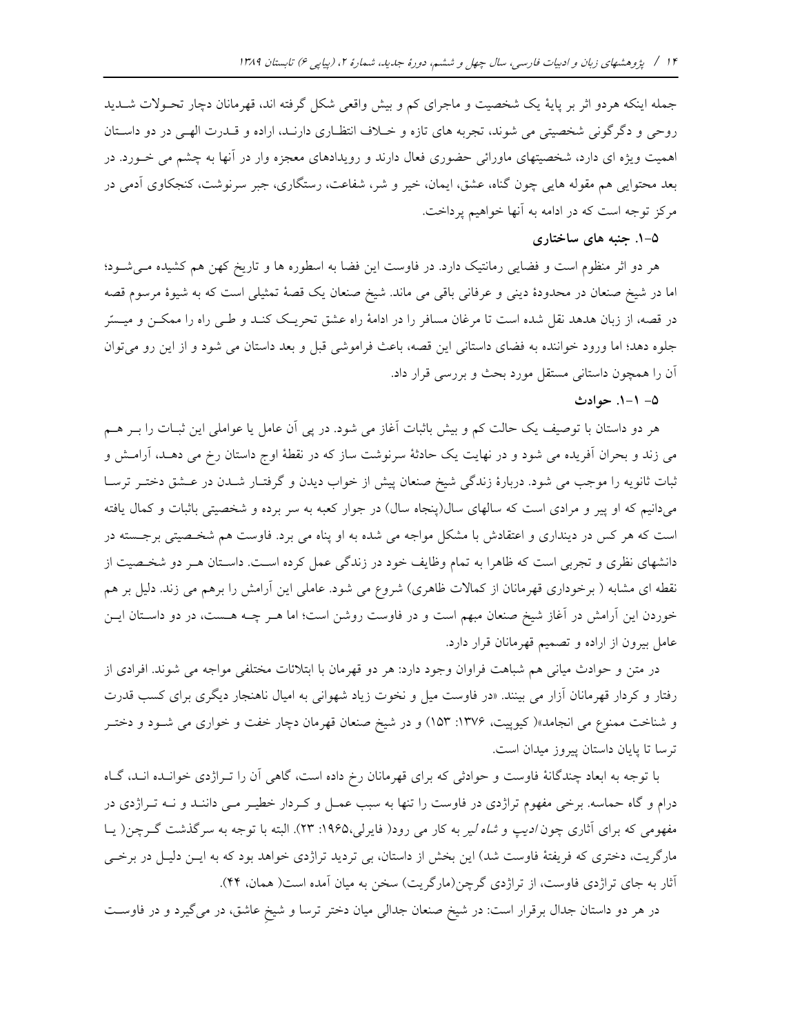جمله اینکه هردو اثر بر پایهٔ یک شخصیت و ماجرای کم و بیش واقعی شکل گرفته اند، قهرمانان دچار تحـولات شـدید روحی و دگرگونی شخصیتی می شوند، تجربه های تازه و خـلاف انتظـاری دارنـد، اراده و قـدرت الهـی در دو داسـتان اهمیت ویژه ای دارد، شخصیتهای ماورائی حضوری فعال دارند و رویدادهای معجزه وار در آنها به چشم می خـورد. در بعد محتوایی هم مقوله هایی چون گناه، عشق، ایمان، خیر و شر، شفاعت، رستگاری، جبر سرنوشت، کنجکاوی آدمی در مرکز توجه است که در ادامه به آنها خواهیم پرداخت.

### ۵-۱. جنبه های ساختاری

هر دو اثر منظوم است و فضایی رمانتیک دارد. در فاوست این فضا به اسطوره ها و تاریخ کهن هم کشیده مـی‌شـود؛ اما در شیخ صنعان در محدودهٔ دینی و عرفانی باقی می ماند. شیخ صنعان یک قصهٔ تمثیلی است که به شیوهٔ مرسوم قصه در قصه، از زبان هدهد نقل شده است تا مرغان مسافر را در ادامهٔ راه عشق تحریـک کنـد و طـی راه را ممکـن و میسّر جلوه دهد؛ اما ورود خواننده به فضای داستانی این قصه، باعث فراموشی قبل و بعد داستان می شود و از این رو می‌توان آن را همچون داستانی مستقل مورد بحث و بررسی قرار داد.

#### ۵- ۱-۱. حوادث

هر دو داستان با توصیف یک حالت کم و بیش باثبات آغاز می شود. در پی آن عامل یا عواملی این ثبـات را بـر هـم می زند و بحران آفریده می شود و در نهایت یک حادثهٔ سرنوشت ساز که در نقطهٔ اوج داستان رخ می دهـد، آرامـش و ثبات ثانویه را موجب می شود. دربارهٔ زندگی شیخ صنعان پیش از خواب دیدن و گرفتـار شـدن در عـشق دختـر ترسـا می‌دانیم که او پیر و مرادی است که سالهای سال(پنجاه سال) در جوار کعبه به سر برده و شخصیتی باثبات و کمال یافته است که هر کس در دینداری و اعتقادش با مشکل مواجه می شده به او پناه می برد. فاوست هم شخـصیتی برجـسته در دانشهای نظری و تجربی است که ظاهرا به تمام وظایف خود در زندگی عمل کرده اسـت. داسـتان هـر دو شخـصیت از نقطه ای مشابه ( برخورداری قهرمانان از کمالات ظاهری) شروع می شود. عاملی این آرامش را برهم می زند. دلیل بر هم خوردن این آرامش در آغاز شیخ صنعان مبهم است و در فاوست روشن است؛ اما هـر چـه هـست، در دو داسـتان ایـن عامل بیرون از اراده و تصمیم قهرمانان قرار دارد.

در متن و حوادث میانی هم شباهت فراوان وجود دارد: هر دو قهرمان با ابتلائات مختلفی مواجه می شوند. افرادی از رفتار و کردار قهرمانان آزار می بینند. «در فاوست میل و نخوت زیاد شهوانی به امیال ناهنجار دیگری برای کسب قدرت و شناخت ممنوع می انجامد»( کیوپیت، ۱۳۷۶: ۱۵۳) و در شیخ صنعان قهرمان دچار خفت و خواری می شـود و دختـر ترسا تا پایان داستان پیروز میدان است.

با توجه به ابعاد چندگانهٔ فاوست و حوادثی که برای قهرمانان رخ داده است، گاهی آن را تـراژدی خوانـده انـد، گـاه درام و گاه حماسه. برخی مفهوم تراژدی در فاوست را تنها به سبب عمـل و کـردار خطیـر مـی داننـد و نـه تـراژدی در مفهومی که برای آثاری چون *ادیپ* و *شاه لیر* به کار می رود( فایرلی،۱۹۶۵: ۲۳). البته با توجه به سرگذشت گـرچن( یـا مارگریت، دختری که فریفتهٔ فاوست شد) این بخش از داستان، بی تردید تراژدی خواهد بود که به ایـن دلیـل در برخـی آثار به جای تراژدی فاوست، از تراژدی گرچن(مارگریت) سخن به میان آمده است( همان، ۴۴).

در هر دو داستان جدال برقرار است: در شیخ صنعان جدالی میان دختر ترسا و شیخِ عاشق، در می‌گیرد و در فاوسـت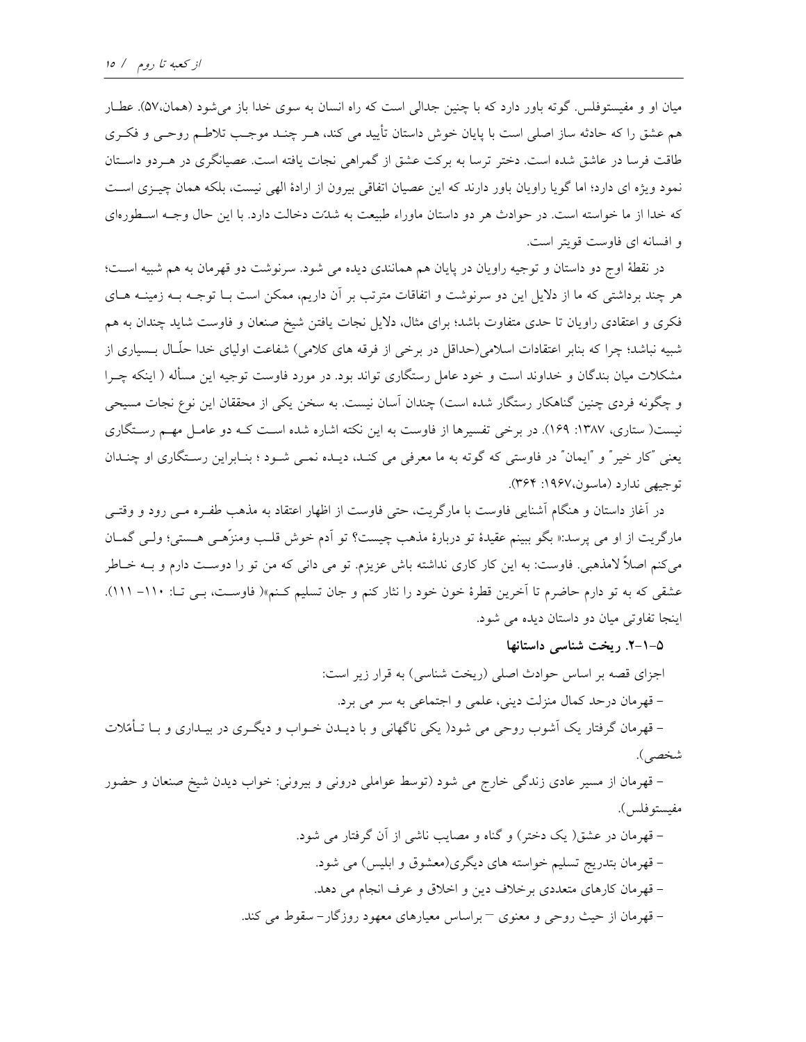میان او و مفیستوفلس. گوته باور دارد که با چنین جدالی است که راه انسان به سوی خدا باز می‌شود (همان،۵۷). عطار هم عشق را که حادثه ساز اصلی است با پایان خوش داستان تأیید می کند، هر چند موجب تلاطم روحی و فکری طاقت فرسا در عاشق شده است. دختر ترسا به برکت عشق از گمراهی نجات یافته است. عصیانگری در هردو داستان نمود ویژه ای دارد؛ اما گویا راویان باور دارند که این عصیان اتفاقی بیرون از ارادهٔ الهی نیست، بلکه همان چیزی است که خدا از ما خواسته است. در حوادث هر دو داستان ماوراء طبیعت به شدّت دخالت دارد. با این حال وجه اسطوره‌ای و افسانه ای فاوست قویتر است.

در نقطهٔ اوج دو داستان و توجیه راویان در پایان هم همانندی دیده می شود. سرنوشت دو قهرمان به هم شبیه است؛ هر چند برداشتی که ما از دلایل این دو سرنوشت و اتفاقات مترتب بر آن داریم، ممکن است با توجه به زمینه های فکری و اعتقادی راویان تا حدی متفاوت باشد؛ برای مثال، دلایل نجات یافتن شیخ صنعان و فاوست شاید چندان به هم شبیه نباشد؛ چرا که بنابر اعتقادات اسلامی(حداقل در برخی از فرقه های کلامی) شفاعت اولیای خدا حلّال بسیاری از مشکلات میان بندگان و خداوند است و خود عامل رستگاری تواند بود. در مورد فاوست توجیه این مسأله ( اینکه چرا و چگونه فردی چنین گناهکار رستگار شده است) چندان آسان نیست. به سخن یکی از محققان این نوع نجات مسیحی نیست( ستاری، ۱۳۸۷: ۱۶۹). در برخی تفسیرها از فاوست به این نکته اشاره شده است که دو عامل مهم رستگاری یعنی "کار خیر" و "ایمان" در فاوستی که گوته به ما معرفی می کند، دیده نمی شود ؛ بنابراین رستگاری او چندان توجیهی ندارد (ماسون،۱۹۶۷: ۳۶۴).

در آغاز داستان و هنگام آشنایی فاوست با مارگریت، حتی فاوست از اظهار اعتقاد به مذهب طفره می رود و وقتی مارگریت از او می پرسد:« بگو ببینم عقیدهٔ تو دربارهٔ مذهب چیست؟ تو آدم خوش قلب ومنزّهی هستی؛ ولی گمان می‌کنم اصلاً لامذهبی. فاوست: به این کار کاری نداشته باش عزیزم. تو می دانی که من تو را دوست دارم و به خاطر عشقی که به تو دارم حاضرم تا آخرین قطرهٔ خون خود را نثار کنم و جان تسلیم کنم»( فاوست، بی تا: ۱۱۰- ۱۱۱). اینجا تفاوتی میان دو داستان دیده می شود.

### ۵-۱-۲. ریخت شناسی داستانها

اجزای قصه بر اساس حوادث اصلی (ریخت شناسی) به قرار زیر است:

- قهرمان درحد کمال منزلت دینی، علمی و اجتماعی به سر می برد.
- قهرمان گرفتار یک آشوب روحی می شود( یکی ناگهانی و با دیدن خواب و دیگری در بیداری و با تأمّلات شخصی).
- قهرمان از مسیر عادی زندگی خارج می شود (توسط عواملی درونی و بیرونی: خواب دیدن شیخ صنعان و حضور مفیستوفلس).
- قهرمان در عشق( یک دختر) و گناه و مصایب ناشی از آن گرفتار می شود.
- قهرمان بتدریج تسلیم خواسته های دیگری(معشوق و ابلیس) می شود.
- قهرمان کارهای متعددی برخلاف دین و اخلاق و عرف انجام می دهد.
- قهرمان از حیث روحی و معنوی – براساس معیارهای معهود روزگار– سقوط می کند.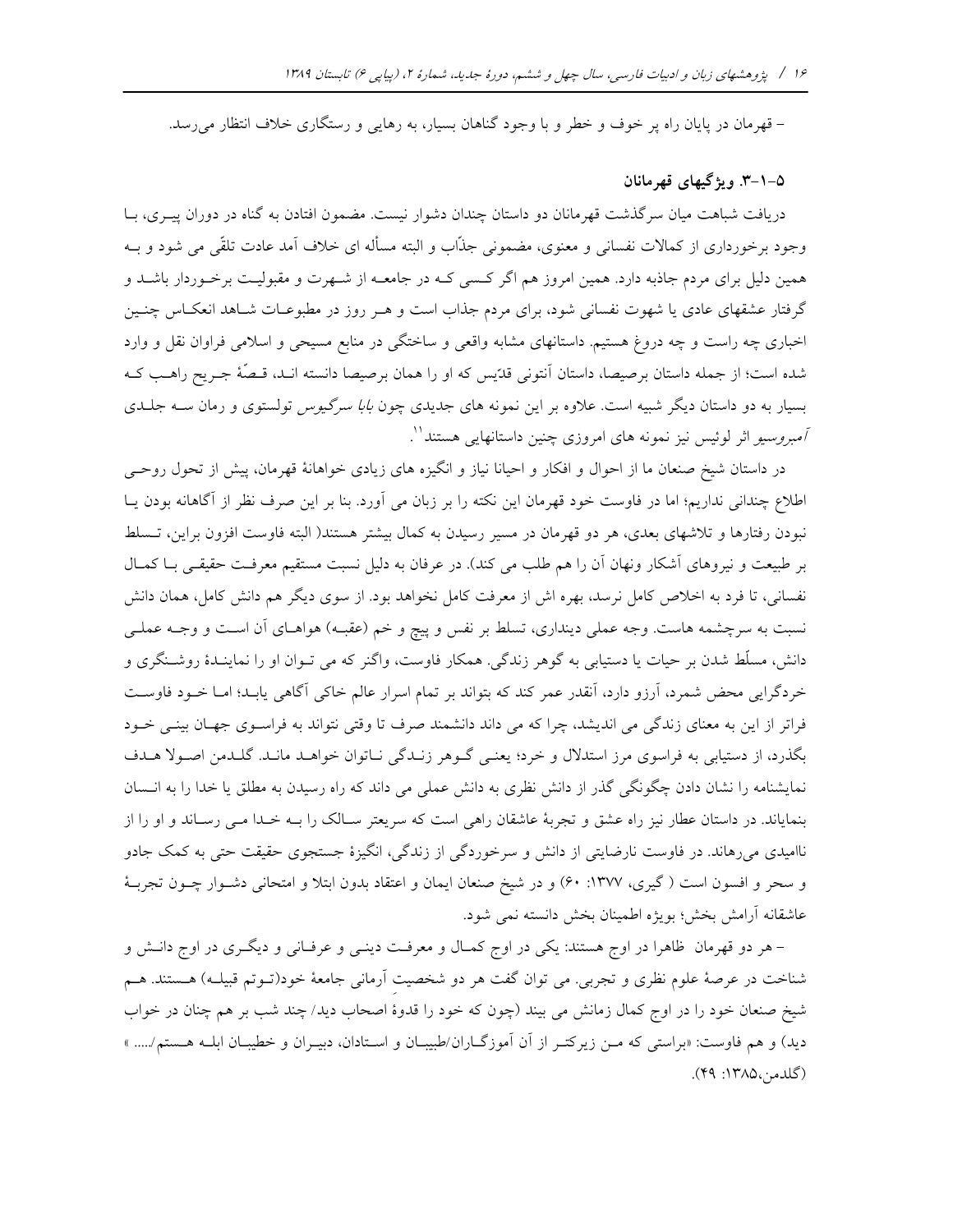– قهرمان در پایان راه پر خوف و خطر و با وجود گناهان بسیار، به رهایی و رستگاری خلاف انتظار می‌رسد.

### ۵-۱-۳. ویژگیهای قهرمانان

دریافت شباهت میان سرگذشت قهرمانان دو داستان چندان دشوار نیست. مضمون افتادن به گناه در دوران پیری، با وجود برخورداری از کمالات نفسانی و معنوی، مضمونی جذّاب و البته مسأله ای خلاف آمد عادت تلقّی می شود و به همین دلیل برای مردم جاذبه دارد. همین امروز هم اگر کسی که در جامعه از شهرت و مقبولیت برخوردار باشد و گرفتار عشقهای عادی یا شهوت نفسانی شود، برای مردم جذاب است و هر روز در مطبوعات شاهد انعکاس چنین اخباری چه راست و چه دروغ هستیم. داستانهای مشابه واقعی و ساختگی در منابع مسیحی و اسلامی فراوان نقل و وارد شده است؛ از جمله داستان برصیصا، داستان آنتونی قدّیس که او را همان برصیصا دانسته اند، قصّهٔ جریح راهب که بسیار به دو داستان دیگر شبیه است. علاوه بر این نمونه های جدیدی چون *بابا سرگیوس* تولستوی و رمان سه جلدی *آمبروسیو* اثر لوئیس نیز نمونه های امروزی چنین داستانهایی هستند[۱۱].

در داستان شیخ صنعان ما از احوال و افکار و احیانا نیاز و انگیزه های زیادی خواهانهٔ قهرمان، پیش از تحول روحی اطلاع چندانی نداریم؛ اما در فاوست خود قهرمان این نکته را بر زبان می آورد. بنا بر این صرف نظر از آگاهانه بودن یا نبودن رفتارها و تلاشهای بعدی، هر دو قهرمان در مسیر رسیدن به کمال بیشتر هستند( البته فاوست افزون براین، تسلط بر طبیعت و نیروهای آشکار ونهان آن را هم طلب می کند). در عرفان به دلیل نسبت مستقیم معرفت حقیقی با کمال نفسانی، تا فرد به اخلاص کامل نرسد، بهره اش از معرفت کامل نخواهد بود. از سوی دیگر هم دانش کامل، همان دانش نسبت به سرچشمه هاست. وجه عملی دینداری، تسلط بر نفس و پیچ و خم (عقبه) هواهای آن است و وجه عملی دانش، مسلّط شدن بر حیات یا دستیابی به گوهر زندگی. همکار فاوست، واگنر که می توان او را نمایندهٔ روشنگری و خردگرایی محض شمرد، آرزو دارد، آنقدر عمر کند که بتواند بر تمام اسرار عالم خاکی آگاهی یابد؛ اما خود فاوست فراتر از این به معنای زندگی می اندیشد، چرا که می داند دانشمند صرف تا وقتی نتواند به فراسوی جهان بینی خود بگذرد، از دستیابی به فراسوی مرز استدلال و خرد؛ یعنی گوهر زندگی ناتوان خواهد ماند. گلدمن اصولا هدف نمایشنامه را نشان دادن چگونگی گذر از دانش نظری به دانش عملی می داند که راه رسیدن به مطلق یا خدا را به انسان بنمایاند. در داستان عطار نیز راه عشق و تجربهٔ عاشقان راهی است که سریعتر سالک را به خدا می رساند و او را از ناامیدی می‌رهاند. در فاوست نارضایتی از دانش و سرخوردگی از زندگی، انگیزهٔ جستجوی حقیقت حتی به کمک جادو و سحر و افسون است ( گیری، ۱۳۷۷: ۶۰) و در شیخ صنعان ایمان و اعتقاد بدون ابتلا و امتحانی دشوار چون تجربهٔ عاشقانه آرامش بخش؛ بویژه اطمینان بخش دانسته نمی شود.

– هر دو قهرمان ظاهرا در اوج هستند: یکی در اوج کمال و معرفت دینی و عرفانی و دیگری در اوج دانش و شناخت در عرصهٔ علوم نظری و تجربی. می توان گفت هر دو شخصیتِ آرمانی جامعهٔ خود(توتم قبیله) هستند. هم شیخ صنعان خود را در اوج کمال زمانش می بیند (چون که خود را قدوهٔ اصحاب دید/ چند شب بر هم چنان در خواب دید) و هم فاوست: «براستی که من زیرکتر از آن آموزگاران/طبیبان و استادان، دبیران و خطیبان ابله هستم/..... » (گلدمن،۱۳۸۵: ۴۹).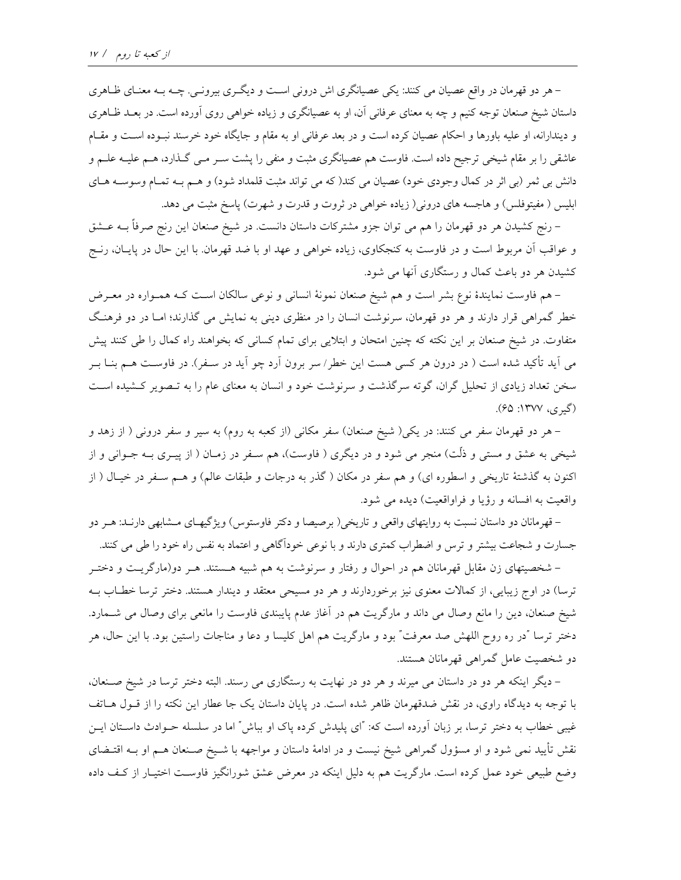– هر دو قهرمان در واقع عصیان می کنند: یکی عصیانگری اش درونی است و دیگری بیرونی. چه به معنای ظاهری داستان شیخ صنعان توجه کنیم و چه به معنای عرفانی آن، او به عصیانگری و زیاده خواهی روی آورده است. در بعد ظاهری و دیندارانه، او علیه باورها و احکام عصیان کرده است و در بعد عرفانی او به مقام و جایگاه خود خرسند نبوده است و مقام عاشقی را بر مقام شیخی ترجیح داده است. فاوست هم عصیانگری مثبت و منفی را پشت سر می گذارد، هم علیه علم و دانش بی ثمر (بی اثر در کمال وجودی خود) عصیان می کند( که می تواند مثبت قلمداد شود) و هم به تمام وسوسه های ابلیس ( مفیتوفلس) و هاجسه های درونی( زیاده خواهی در ثروت و قدرت و شهرت) پاسخ مثبت می دهد.

– رنج کشیدن هر دو قهرمان را هم می توان جزو مشترکات داستان دانست. در شیخ صنعان این رنج صرفاً به عشق و عواقب آن مربوط است و در فاوست به کنجکاوی، زیاده خواهی و عهد او با ضد قهرمان. با این حال در پایان، رنج کشیدن هر دو باعث کمال و رستگاری آنها می شود.

– هم فاوست نمایندهٔ نوع بشر است و هم شیخ صنعان نمونهٔ انسانی و نوعی سالکان است که همواره در معرض خطر گمراهی قرار دارند و هر دو قهرمان، سرنوشت انسان را در منظری دینی به نمایش می گذارند؛ اما در دو فرهنگ متفاوت. در شیخ صنعان بر این نکته که چنین امتحان و ابتلایی برای تمام کسانی که بخواهند راه کمال را طی کنند پیش می آید تأکید شده است ( در درون هر کسی هست این خطر/ سر برون آرد چو آید در سفر). در فاوست هم بنا بر سخن تعداد زیادی از تحلیل گران، گوته سرگذشت و سرنوشت خود و انسان به معنای عام را به تصویر کشیده است (گیری، ۱۳۷۷: ۶۵).

– هر دو قهرمان سفر می کنند: در یکی( شیخ صنعان) سفر مکانی (از کعبه به روم) به سیر و سفر درونی ( از زهد و شیخی به عشق و مستی و ذلّت) منجر می شود و در دیگری ( فاوست)، هم سفر در زمان ( از پیری به جوانی و از اکنون به گذشتهٔ تاریخی و اسطوره ای) و هم سفر در مکان ( گذر به درجات و طبقات عالم) و هم سفر در خیال ( از واقعیت به افسانه و رؤیا و فراواقعیت) دیده می شود.

– قهرمانان دو داستان نسبت به روایتهای واقعی و تاریخی( برصیصا و دکتر فاوستوس) ویژگیهای مشابهی دارند: هر دو جسارت و شجاعت بیشتر و ترس و اضطراب کمتری دارند و با نوعی خودآگاهی و اعتماد به نفس راه خود را طی می کنند.

– شخصیتهای زن مقابل قهرمانان هم در احوال و رفتار و سرنوشت به هم شبیه هستند. هر دو(مارگریت و دختر ترسا) در اوج زیبایی، از کمالات معنوی نیز برخوردارند و هر دو مسیحی معتقد و دیندار هستند. دختر ترسا خطاب به شیخ صنعان، دین را مانع وصال می داند و مارگریت هم در آغاز عدم پایبندی فاوست را مانعی برای وصال می شمارد. دختر ترسا "در ره روح اللهش صد معرفت" بود و مارگریت هم اهل کلیسا و دعا و مناجات راستین بود. با این حال، هر دو شخصیت عامل گمراهی قهرمانان هستند.

– دیگر اینکه هر دو در داستان می میرند و هر دو در نهایت به رستگاری می رسند. البته دختر ترسا در شیخ صنعان، با توجه به دیدگاه راوی، در نقش ضدقهرمان ظاهر شده است. در پایان داستان یک جا عطار این نکته را از قول هاتف غیبی خطاب به دختر ترسا، بر زبان آورده است که: "ای پلیدش کرده پاک او بباش" اما در سلسله حوادث داستان این نقش تأیید نمی شود و او مسؤول گمراهی شیخ نیست و در ادامهٔ داستان و مواجهه با شیخ صنعان هم او به اقتضای وضع طبیعی خود عمل کرده است. مارگریت هم به دلیل اینکه در معرض عشق شورانگیز فاوست اختیار از کف داده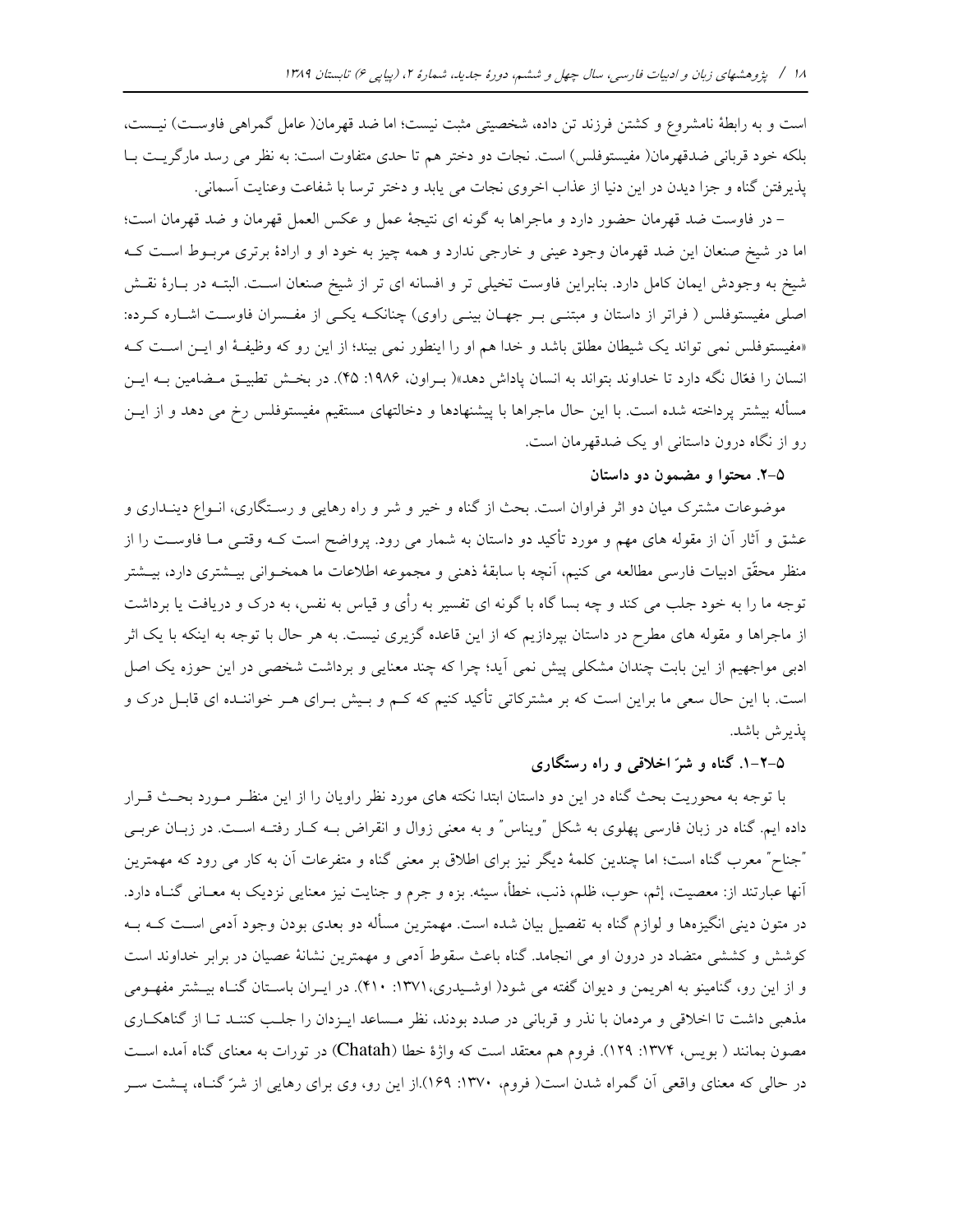است و به رابطهٔ نامشروع و کشتن فرزند تن داده، شخصیتی مثبت نیست؛ اما ضد قهرمان( عامل گمراهی فاوست) نیست، بلکه خود قربانی ضدقهرمان( مفیستوفلس) است. نجات دو دختر هم تا حدی متفاوت است: به نظر می رسد مارگریت با پذیرفتن گناه و جزا دیدن در این دنیا از عذاب اخروی نجات می یابد و دختر ترسا با شفاعت وعنایت آسمانی.

– در فاوست ضد قهرمان حضور دارد و ماجراها به گونه ای نتیجهٔ عمل و عکس العمل قهرمان و ضد قهرمان است؛ اما در شیخ صنعان این ضد قهرمان وجود عینی و خارجی ندارد و همه چیز به خود او و ارادهٔ برتری مربوط است که شیخ به وجودش ایمان کامل دارد. بنابراین فاوست تخیلی تر و افسانه ای تر از شیخ صنعان است. البته در بارهٔ نقش اصلی مفیستوفلس ( فراتر از داستان و مبتنی بر جهان بینی راوی) چنانکه یکی از مفسران فاوست اشاره کرده: «مفیستوفلس نمی تواند یک شیطان مطلق باشد و خدا هم او را اینطور نمی بیند؛ از این رو که وظیفهٔ او این است که انسان را فعّال نگه دارد تا خداوند بتواند به انسان پاداش دهد»( براون، ۱۹۸۶: ۴۵). در بخش تطبیق مضامین به این مسأله بیشتر پرداخته شده است. با این حال ماجراها با پیشنهادها و دخالتهای مستقیم مفیستوفلس رخ می دهد و از این رو از نگاه درون داستانی او یک ضدقهرمان است.

### ۵-۲. محتوا و مضمون دو داستان

موضوعات مشترک میان دو اثر فراوان است. بحث از گناه و خیر و شر و راه رهایی و رستگاری، انواع دینداری و عشق و آثار آن از مقوله های مهم و مورد تأکید دو داستان به شمار می رود. پرواضح است که وقتی ما فاوست را از منظر محقّق ادبیات فارسی مطالعه می کنیم، آنچه با سابقهٔ ذهنی و مجموعه اطلاعات ما همخوانی بیشتری دارد، بیشتر توجه ما را به خود جلب می کند و چه بسا گاه با گونه ای تفسیر به رأی و قیاس به نفس، به درک و دریافت یا برداشت از ماجراها و مقوله های مطرح در داستان بپردازیم که از این قاعده گزیری نیست. به هر حال با توجه به اینکه با یک اثر ادبی مواجهیم از این بابت چندان مشکلی پیش نمی آید؛ چرا که چند معنایی و برداشت شخصی در این حوزه یک اصل است. با این حال سعی ما براین است که بر مشترکاتی تأکید کنیم که کم و بیش برای هر خواننده ای قابل درک و پذیرش باشد.

#### ۵-۲-۱. گناه و شرّ اخلاقی و راه رستگاری

با توجه به محوریت بحث گناه در این دو داستان ابتدا نکته های مورد نظر راویان را از این منظر مورد بحث قرار داده ایم. گناه در زبان فارسی پهلوی به شکل "ویناس" و به معنی زوال و انقراض به کار رفته است. در زبان عربی "جناح" معرب گناه است؛ اما چندین کلمهٔ دیگر نیز برای اطلاق بر معنی گناه و متفرعات آن به کار می رود که مهمترین آنها عبارتند از: معصیت، إثم، حوب، ظلم، ذنب، خطأ، سیئه. بزه و جرم و جنایت نیز معنایی نزدیک به معانی گناه دارد. در متون دینی انگیزهها و لوازم گناه به تفصیل بیان شده است. مهمترین مسأله دو بعدی بودن وجود آدمی است که به کوشش و کششی متضاد در درون او می انجامد. گناه باعث سقوط آدمی و مهمترین نشانهٔ عصیان در برابر خداوند است و از این رو، گنامینو به اهریمن و دیوان گفته می شود( اوشیدری،۱۳۷۱: ۴۱۰). در ایران باستان گناه بیشتر مفهومی مذهبی داشت تا اخلاقی و مردمان با نذر و قربانی در صدد بودند، نظر مساعد ایزدان را جلب کنند تا از گناهکاری مصون بمانند ( بویس، ۱۳۷۴: ۱۲۹). فروم هم معتقد است که واژهٔ خطا (Chatah) در تورات به معنای گناه آمده است در حالی که معنای واقعی آن گمراه شدن است( فروم، ۱۳۷۰: ۱۶۹).از این رو، وی برای رهایی از شرّ گناه، پشت سر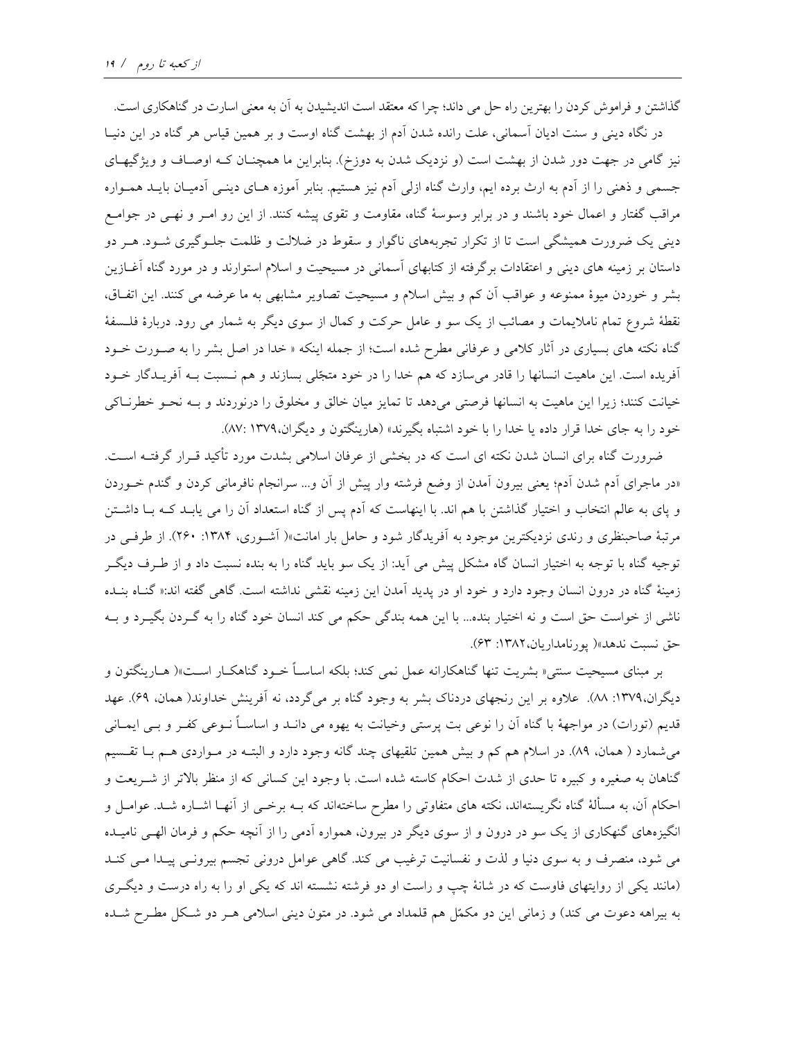گذاشتن و فراموش کردن را بهترین راه حل می داند؛ چرا که معتقد است اندیشیدن به آن به معنی اسارت در گناهکاری است.

در نگاه دینی و سنت ادیان آسمانی، علت رانده شدن آدم از بهشت گناه اوست و بر همین قیاس هر گناه در این دنیا نیز گامی در جهت دور شدن از بهشت است (و نزدیک شدن به دوزخ). بنابراین ما همچنان که اوصاف و ویژگیهای جسمی و ذهنی را از آدم به ارث برده ایم، وارث گناه ازلی آدم نیز هستیم. بنابر آموزه های دینی آدمیان باید همواره مراقب گفتار و اعمال خود باشند و در برابر وسوسهٔ گناه، مقاومت و تقوی پیشه کنند. از این رو امر و نهی در جوامع دینی یک ضرورت همیشگی است تا از تکرار تجربههای ناگوار و سقوط در ضلالت و ظلمت جلوگیری شود. هر دو داستان بر زمینه های دینی و اعتقادات برگرفته از کتابهای آسمانی در مسیحیت و اسلام استوارند و در مورد گناه آغازین بشر و خوردن میوهٔ ممنوعه و عواقب آن کم و بیش اسلام و مسیحیت تصاویر مشابهی به ما عرضه می کنند. این اتفاق، نقطهٔ شروع تمام ناملایمات و مصائب از یک سو و عامل حرکت و کمال از سوی دیگر به شمار می رود. دربارهٔ فلسفهٔ گناه نکته های بسیاری در آثار کلامی و عرفانی مطرح شده است؛ از جمله اینکه « خدا در اصل بشر را به صورت خود آفریده است. این ماهیت انسانها را قادر می‌سازد که هم خدا را در خود متجلّی بسازند و هم نسبت به آفریدگار خود خیانت کنند؛ زیرا این ماهیت به انسانها فرصتی می‌دهد تا تمایز میان خالق و مخلوق را درنوردند و به نحو خطرناکی خود را به جای خدا قرار داده یا خدا را با خود اشتباه بگیرند» (هارینگتون و دیگران،۱۳۷۹ :۸۷).

ضرورت گناه برای انسان شدن نکته ای است که در بخشی از عرفان اسلامی بشدت مورد تأکید قرار گرفته است. «در ماجرای آدم شدن آدم؛ یعنی بیرون آمدن از وضع فرشته وار پیش از آن و... سرانجام نافرمانی کردن و گندم خوردن و پای به عالم انتخاب و اختیار گذاشتن با هم اند. با اینهاست که آدم پس از گناه استعداد آن را می یابد که با داشتن مرتبهٔ صاحبنظری و رندی نزدیکترین موجود به آفریدگار شود و حامل بار امانت»( آشوری، ۱۳۸۴: ۲۶۰). از طرفی در توجیه گناه با توجه به اختیار انسان گاه مشکل پیش می آید: از یک سو باید گناه را به بنده نسبت داد و از طرف دیگر زمینهٔ گناه در درون انسان وجود دارد و خود او در پدید آمدن این زمینه نقشی نداشته است. گاهی گفته اند:« گناه بنده ناشی از خواست حق است و نه اختیار بنده... با این همه بندگی حکم می کند انسان خود گناه را به گردن بگیرد و به حق نسبت ندهد»( پورنامداریان،۱۳۸۲: ۶۳).

بر مبنای مسیحیت سنتی« بشریت تنها گناهکارانه عمل نمی کند؛ بلکه اساساً خود گناهکار است»( هارینگتون و دیگران،۱۳۷۹: ۸۸). علاوه بر این رنجهای دردناک بشر به وجود گناه بر می‌گردد، نه آفرینش خداوند( همان، ۶۹). عهد قدیم (تورات) در مواجههٔ با گناه آن را نوعی بت پرستی وخیانت به یهوه می داند و اساساً نوعی کفر و بی ایمانی می‌شمارد ( همان، ۸۹). در اسلام هم کم و بیش همین تلقیهای چند گانه وجود دارد و البته در مواردی هم با تقسیم گناهان به صغیره و کبیره تا حدی از شدت احکام کاسته شده است. با وجود این کسانی که از منظر بالاتر از شریعت و احکام آن، به مسألهٔ گناه نگریسته‌اند، نکته های متفاوتی را مطرح ساخته‌اند که به برخی از آنها اشاره شد. عوامل و انگیزه‌های گنهکاری از یک سو در درون و از سوی دیگر در بیرون، همواره آدمی را از آنچه حکم و فرمان الهی نامیده می شود، منصرف و به سوی دنیا و لذت و نفسانیت ترغیب می کند. گاهی عوامل درونی تجسم بیرونی پیدا می کند (مانند یکی از روایتهای فاوست که در شانهٔ چپ و راست او دو فرشته نشسته اند که یکی او را به راه درست و دیگری به بیراهه دعوت می کند) و زمانی این دو مکمّل هم قلمداد می شود. در متون دینی اسلامی هر دو شکل مطرح شده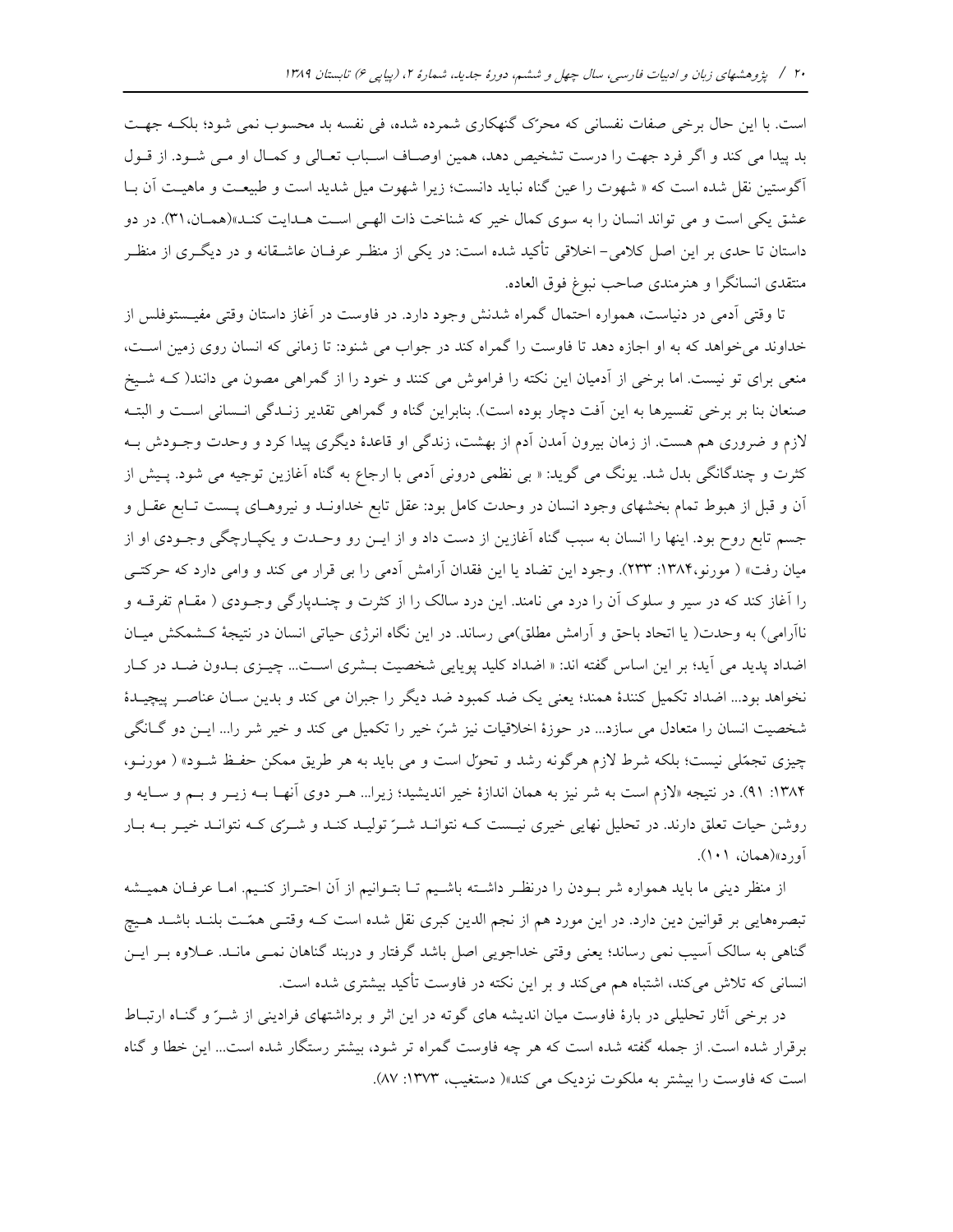است. با این حال برخی صفات نفسانی که محرّک گنهکاری شمرده شده، فی نفسه بد محسوب نمی شود؛ بلکـه جهـت بد پیدا می کند و اگر فرد جهت را درست تشخیص دهد، همین اوصـاف اسـباب تعـالی و کمـال او مـی شـود. از قـول آگوستین نقل شده است که « شهوت را عین گناه نباید دانست؛ زیرا شهوت میل شدید است و طبیعـت و ماهیـت آن بـا عشق یکی است و می تواند انسان را به سوی کمال خیر که شناخت ذات الهـی اسـت هـدایت کنـد»(همـان،۳۱). در دو داستان تا حدی بر این اصل کلامی- اخلاقی تأکید شده است: در یکی از منظـر عرفـان عاشـقانه و در دیگـری از منظـر منتقدی انسانگرا و هنرمندی صاحب نبوغ فوق العاده.

تا وقتی آدمی در دنیاست، همواره احتمال گمراه شدنش وجود دارد. در فاوست در آغاز داستان وقتی مفیـستوفلس از خداوند می‌خواهد که به او اجازه دهد تا فاوست را گمراه کند در جواب می شنود: تا زمانی که انسان روی زمین اسـت، منعی برای تو نیست. اما برخی از آدمیان این نکته را فراموش می کنند و خود را از گمراهی مصون می دانند( کـه شـیخ صنعان بنا بر برخی تفسیرها به این آفت دچار بوده است). بنابراین گناه و گمراهی تقدیر زنـدگی انـسانی اسـت و البتـه لازم و ضروری هم هست. از زمان بیرون آمدن آدم از بهشت، زندگی او قاعدهٔ دیگری پیدا کرد و وحدت وجـودش بـه کثرت و چندگانگی بدل شد. یونگ می گوید: « بی نظمی درونی آدمی با ارجاع به گناه آغازین توجیه می شود. پـیش از آن و قبل از هبوط تمام بخشهای وجود انسان در وحدت کامل بود: عقل تابع خداونـد و نیروهـای پـست تـابع عقـل و جسم تابع روح بود. اینها را انسان به سبب گناه آغازین از دست داد و از ایـن رو وحـدت و یکپـارچگی وجـودی او از میان رفت» ( مورنو،۱۳۸۴: ۲۳۳). وجود این تضاد یا این فقدان آرامش آدمی را بی قرار می کند و وامی دارد که حرکتـی را آغاز کند که در سیر و سلوک آن را درد می نامند. این درد سالک را از کثرت و چنـدپارگی وجـودی ( مقـام تفرقـه و ناآرامی) به وحدت( یا اتحاد باحق و آرامش مطلق)می رساند. در این نگاه انرژی حیاتی انسان در نتیجهٔ کـشمکش میـان اضداد پدید می آید؛ بر این اساس گفته اند: « اضداد کلید پویایی شخصیت بـشری اسـت... چیـزی بـدون ضـد در کـار نخواهد بود... اضداد تکمیل کنندهٔ همند؛ یعنی یک ضد کمبود ضد دیگر را جبران می کند و بدین سـان عناصـر پیچیـدهٔ شخصیت انسان را متعادل می سازد... در حوزهٔ اخلاقیات نیز شرّ خیر را تکمیل می کند و خیر شر را... ایـن دو گـانگی چیزی تجمّلی نیست؛ بلکه شرط لازم هرگونه رشد و تحوّل است و می باید به هر طریق ممکن حفـظ شـود» ( مورنـو، ۱۳۸۴: ۹۱). در نتیجه «لازم است به شر نیز به همان اندازهٔ خیر اندیشید؛ زیرا... هـر دوی آنهـا بـه زیـر و بـم و سـایه و روشن حیات تعلق دارند. در تحلیل نهایی خیری نیـست کـه نتوانـد شـرّ تولیـد کنـد و شـرّی کـه نتوانـد خیـر بـه بـار آورد»(همان، ۱۰۱).

از منظر دینی ما باید همواره شر بـودن را درنظـر داشـته باشـیم تـا بتـوانیم از آن احتـراز کنـیم. امـا عرفـان همیـشه تبصره‌هایی بر قوانین دین دارد. در این مورد هم از نجم الدین کبری نقل شده است کـه وقتـی همّـت بلنـد باشـد هـیچ گناهی به سالک آسیب نمی رساند؛ یعنی وقتی خداجویی اصل باشد گرفتار و دربند گناهان نمـی مانـد. عـلاوه بـر ایـن انسانی که تلاش می‌کند، اشتباه هم می‌کند و بر این نکته در فاوست تأکید بیشتری شده است.

در برخی آثار تحلیلی در بارهٔ فاوست میان اندیشه های گوته در این اثر و برداشتهای فرادینی از شـرّ و گنـاه ارتبـاط برقرار شده است. از جمله گفته شده است که هر چه فاوست گمراه تر شود، بیشتر رستگار شده است... این خطا و گناه است که فاوست را بیشتر به ملکوت نزدیک می کند»( دستغیب، ۱۳۷۳: ۸۷).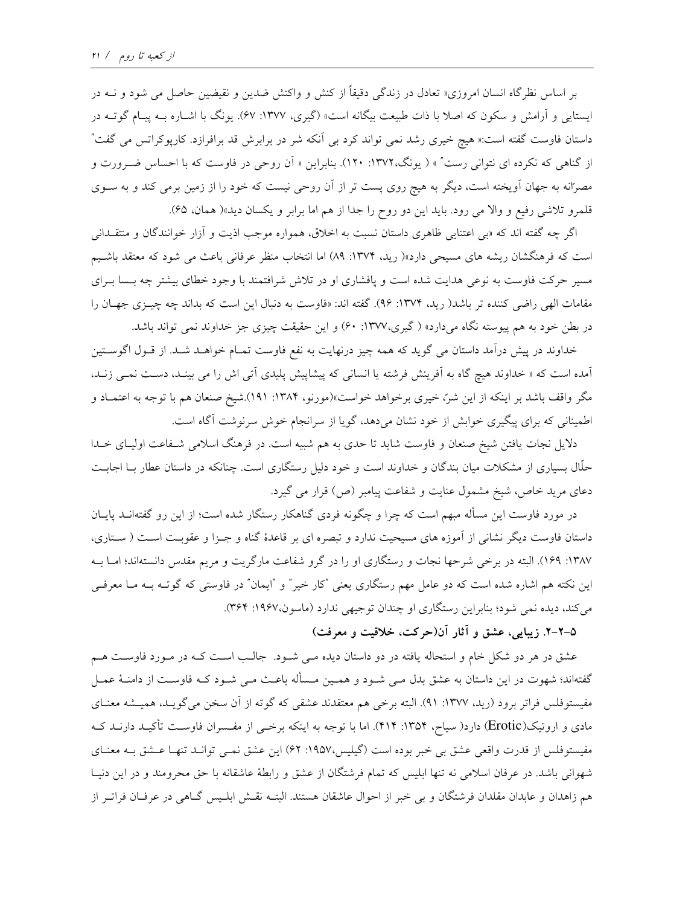بر اساس نظرگاه انسان امروزی« تعادل در زندگی دقیقاً از کنش و واکنش ضدین و نقیضین حاصل می شود و نــه در ایستایی و آرامش و سکون که اصلا با ذات طبیعت بیگانه است» (گیری، ۱۳۷۷: ۶۷). یونگ با اشــاره بــه پیــام گوتــه در داستان فاوست گفته است:« هیچ خیری رشد نمی تواند کرد بی آنکه شر در برابرش قد برافرازد. کارپوکراتس می گفت" از گناهی که نکرده ای نتوانی رست" » ( یونگ،۱۳۷۲: ۱۲۰). بنابراین « آن روحی در فاوست که با احساس ضــرورت و مصرّانه به جهان آویخته است، دیگر به هیچ روی پست تر از آن روحی نیست که خود را از زمین برمی کند و به ســوی قلمرو تلاشی رفیع و والا می رود. باید این دو روح را جدا از هم اما برابر و یکسان دید»( همان، ۶۵).

اگر چه گفته اند که «بی اعتنایی ظاهری داستان نسبت به اخلاق، همواره موجب اذیت و آزار خوانندگان و منتقــدانی است که فرهنگشان ریشه های مسیحی دارد»( رید، ۱۳۷۴: ۸۹) اما انتخاب منظر عرفانی باعث می شود که معتقد باشــیم مسیر حرکت فاوست به نوعی هدایت شده است و پافشاری او در تلاش شرافتمند با وجود خطای بیشتر چه بــسا بــرای مقامات الهی راضی کننده تر باشد( رید، ۱۳۷۴: ۹۶). گفته اند: «فاوست به دنبال این است که بداند چه چیــزی جهــان را در بطن خود به هم پیوسته نگاه می‌دارد» ( گیری،۱۳۷۷: ۶۰) و این حقیقت چیزی جز خداوند نمی تواند باشد.

خداوند در پیش درآمد داستان می گوید که همه چیز درنهایت به نفع فاوست تمــام خواهــد شــد. از قــول اگوســتین آمده است که « خداوند هیچ گاه به آفرینش فرشته یا انسانی که پیشاپیش پلیدی آتی اش را می بینــد، دســت نمــی زنــد، مگر واقف باشد بر اینکه از این شرّ، خیری برخواهد خواست»(مورنو، ۱۳۸۴: ۱۹۱).شیخ صنعان هم با توجه به اعتمــاد و اطمینانی که برای پیگیری خوابش از خود نشان می‌دهد، گویا از سرانجام خوش سرنوشت آگاه است.

دلایل نجات یافتن شیخ صنعان و فاوست شاید تا حدی به هم شبیه است. در فرهنگ اسلامی شــفاعت اولیــای خــدا حلّال بسیاری از مشکلات میان بندگان و خداوند است و خود دلیل رستگاری است. چنانکه در داستان عطار بــا اجابــت دعای مرید خاص، شیخ مشمول عنایت و شفاعت پیامبر (ص) قرار می گیرد.

در مورد فاوست این مسأله مبهم است که چرا و چگونه فردی گناهکار رستگار شده است؛ از این رو گفته‌انــد پایــان داستان فاوست دیگر نشانی از آموزه های مسیحیت ندارد و تبصره ای بر قاعدهٔ گناه و جــزا و عقوبــت اســت ( ســتاری، ۱۳۸۷: ۱۶۹). البته در برخی شرحها نجات و رستگاری او را در گرو شفاعت مارگریت و مریم مقدس دانسته‌اند؛ امــا بــه این نکته هم اشاره شده است که دو عامل مهم رستگاری یعنی "کار خیر" و "ایمان" در فاوستی که گوتــه بــه مــا معرفــی می‌کند، دیده نمی شود؛ بنابراین رستگاری او چندان توجیهی ندارد (ماسون،۱۹۶۷: ۳۶۴).

### ۵-۲-۲. زیبایی، عشق و آثار آن(حرکت، خلاقیت و معرفت)

عشق در هر دو شکل خام و استحاله یافته در دو داستان دیده مــی شــود. جالــب اســت کــه در مــورد فاوســت هــم گفته‌اند؛ شهوت در این داستان به عشق بدل مــی شــود و همــین مــسأله باعــث مــی شــود کــه فاوســت از دامنــهٔ عمــل مفیستوفلس فراتر برود (رید، ۱۳۷۷: ۹۱). البته برخی هم معتقدند عشقی که گوته از آن سخن می‌گویــد، همیــشه معنــای مادی و اروتیک(Erotic) دارد( سیاح، ۱۳۵۴: ۴۱۴). اما با توجه به اینکه برخــی از مفــسران فاوســت تأکیــد دارنــد کــه مفیستوفلس از قدرت واقعی عشق بی خبر بوده است (گیلیس،۱۹۵۷: ۶۲) این عشق نمــی توانــد تنهــا عــشق بــه معنــای شهوانی باشد. در عرفان اسلامی نه تنها ابلیس که تمام فرشتگان از عشق و رابطهٔ عاشقانه با حق محرومند و در این دنیــا هم زاهدان و عابدان مقلدان فرشتگان و بی خبر از احوال عاشقان هستند. البتــه نقــش ابلــیس گــاهی در عرفــان فراتــر از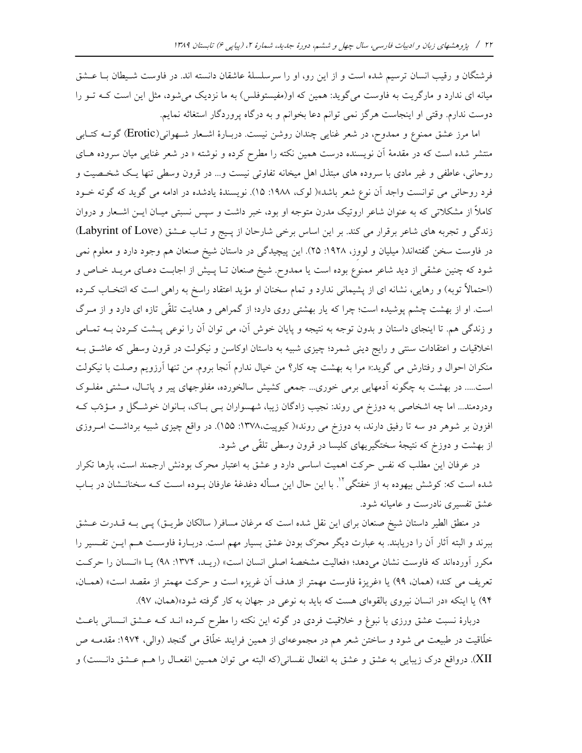فرشتگان و رقیب انسان ترسیم شده است و از این رو، او را سرسلسلهٔ عاشقان دانسته اند. در فاوست شیطان بـا عـشق میانه ای ندارد و مارگریت به فاوست می‌گوید: همین که او(مفیستوفلس) به ما نزدیک می‌شود، مثل این است کـه تـو را دوست ندارم. وقتی او اینجاست هرگز نمی توانم دعا بخوانم و به درگاه پروردگار استغاثه نمایم.

اما مرز عشق ممنوع و ممدوح، در شعر غنایی چندان روشن نیست. دربـارهٔ اشـعار شـهوانی(Erotic) گوتـه کتـابی منتشر شده است که در مقدمهٔ آن نویسنده درست همین نکته را مطرح کرده و نوشته « در شعر غنایی میان سروده هـای روحانی، عاطفی و غیر مادی با سروده های مبتذل اهل میخانه تفاوتی نیست و... در قرون وسطی تنها یـک شخـصیت و فرد روحانی می توانست واجد آن نوع شعر باشد»( لوک، ۱۹۸۸: ۱۵). نویسندهٔ یادشده در ادامه می گوید که گوته خـود کاملاً از مشکلاتی که به عنوان شاعر اروتیک مدرن متوجه او بود، خبر داشت و سپس نسبتی میـان ایـن اشـعار و دروان زندگی و تجربه های شاعر برقرار می کند. بر این اساس برخی شارحان از پـیچ و تـاب عـشق (Labyrint of Love) در فاوست سخن گفته‌اند( میلیان و لوورز، ۱۹۲۸: ۲۵). این پیچیدگی در داستان شیخ صنعان هم وجود دارد و معلوم نمی شود که چنین عشقی از دید شاعر ممنوع بوده است یا ممدوح. شیخ صنعان تـا پـیش از اجابـت دعـای مریـد خـاص و (احتمالاً توبه) و رهایی، نشانه ای از پشیمانی ندارد و تمام سخنان او مؤید اعتقاد راسخ به راهی است که انتخـاب کـرده است. او از بهشت چشم پوشیده است؛ چرا که یار بهشتی روی دارد؛ از گمراهی و هدایت تلقّی تازه ای دارد و از مـرگ و زندگی هم. تا اینجای داستان و بدون توجه به نتیجه و پایان خوش آن، می توان آن را نوعی پـشت کـردن بـه تمـامی اخلاقیات و اعتقادات سنتی و رایج دینی شمرد؛ چیزی شبیه به داستان اوکاسن و نیکولت در قرون وسطی که عاشـق بـه منکران احوال و رفتارش می گوید:« مرا به بهشت چه کار؟ من خیال ندارم آنجا بروم. من تنها آرزویم وصلت با نیکولت است..... در بهشت به چگونه آدمهایی برمی خوری... جمعی کشیش سالخورده، مفلوجهای پیر و پاتـال، مـشتی مفلـوک ودردمند... اما چه اشخاصی به دوزخ می روند: نجیب زادگان زیبا، شهسواران بـی بـاک، بـانوان خوشـگل و مـؤدّب کـه افزون بر شوهر دو سه تا رفیق دارند، به دوزخ می روند»( کیوپیت،۱۳۷۸: ۱۵۵). در واقع چیزی شبیه برداشـت امـروزی از بهشت و دوزخ که نتیجهٔ سختگیریهای کلیسا در قرون وسطی تلقّی می شود.

در عرفان این مطلب که نفس حرکت اهمیت اساسی دارد و عشق به اعتبار محرک بودنش ارجمند است، بارها تکرار شده است که: کوشش بیهوده به از خفتگی[۱۲]. با این حال این مسأله دغدغهٔ عارفان بـوده اسـت کـه سخنانـشان در بـاب عشق تفسیری نادرست و عامیانه شود.

در منطق الطیر داستان شیخ صنعان برای این نقل شده است که مرغان مسافر( سالکان طریـق) پـی بـه قـدرت عـشق ببرند و البته آثار آن را دریابند. به عبارت دیگر محرّک بودن عشق بسیار مهم است. دربـارهٔ فاوسـت هـم ایـن تفـسیر را مکرر آورده‌اند که فاوست نشان می‌دهد؛ «فعالیت مشخصهٔ اصلی انسان است» (ریـد، ۱۳۷۴: ۹۸) یـا «انـسان را حرکـت تعریف می کند» (همان، ۹۹) یا «غریزهٔ فاوست مهمتر از هدف آن غریزه است و حرکت مهمتر از مقصد است» (همـان، ۹۴) یا اینکه «در انسان نیروی بالقوه‌ای هست که باید به نوعی در جهان به کار گرفته شود»(همان، ۹۷).

دربارهٔ نسبت عشق ورزی با نبوغ و خلاقیت فردی در گوته این نکته را مطرح کـرده انـد کـه عـشق انـسانی باعـث خلّاقیت در طبیعت می شود و ساختن شعر هم در مجموعه‌ای از همین فرایند خلّاق می گنجد (والی، ۱۹۷۴: مقدمـه ص XII). درواقع درک زیبایی به عشق و عشق به انفعال نفسانی(که البته می توان همـین انفعـال را هـم عـشق دانـست) و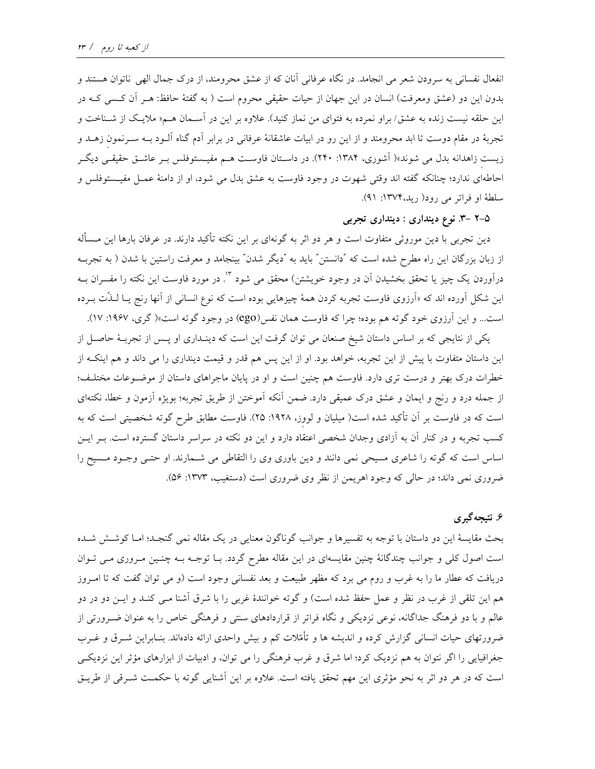انفعال نفسانی به سرودن شعر می انجامد. در نگاه عرفانی آنان که از عشق محرومند، از درک جمال الهی ناتوان هستند و بدون این دو (عشق ومعرفت) انسان در این جهان از حیات حقیقی محروم است ( به گفتهٔ حافظ: هـر آن کـسی کـه در این حلقه نیست زنده به عشق/ براو نمرده به فتوای من نماز کنید). علاوه بر این در آسـمان هـم« ملایـک از شـناخت و تجربهٔ در مقام دوست تا ابد محرومند و از این رو در ابیات عاشقانهٔ عرفانی در برابر آدم گناه آلـود بـه سـرنمونِ زهـد و زیستِ زاهدانه بدل می شوند»( آشوری، ۱۳۸۴: ۲۴۰). در داسـتان فاوسـت هـم مفیـستوفلس بـر عاشـق حقیقـی دیگـر احاطه‌ای ندارد؛ چنانکه گفته اند وقتی شهوت در وجود فاوست به عشق بدل می شود، او از دامنهٔ عمـل مفیـستوفلس و سلطهٔ او فراتر می رود( رید،۱۳۷۴: ۹۱).

### ۵-۲ -۳. نوع دینداری : دینداری تجربی

دین تجربی با دین موروثی متفاوت است و هر دو اثر به گونه‌ای بر این نکته تأکید دارند. در عرفان بارها این مـسأله از زبان بزرگان این راه مطرح شده است که "دانستن" باید به "دیگر شدن" بینجامد و معرفت راستین با شدن ( به تجربـه درآوردن یک چیز یا تحقق بخشیدن آن در وجود خویشتن) محقق می شود [۳]. در مورد فاوست این نکته را مفسران بـه این شکل آورده اند که «آرزوی فاوست تجربه کردن همهٔ چیزهایی بوده است که نوع انسانی از آنها رنج یـا لـذّت بـرده است... و این آرزوی خود گوته هم بوده؛ چرا که فاوست همان نفس(ego) در وجود گوته است»( گری، ۱۹۶۷: ۱۷).

یکی از نتایجی که بر اساس داستان شیخ صنعان می توان گرفت این است که دینـداری او پـس از تجربـهٔ حاصـل از این داستان متفاوت با پیش از این تجربه، خواهد بود. او از این پس هم قدر و قیمت دینداری را می داند و هم اینکـه از خطرات درک بهتر و درست تری دارد. فاوست هم چنین است و او در پایان ماجراهای داستان از موضـوعات مختلـف؛ از جمله درد و رنج و ایمان و عشق درک عمیقی دارد. ضمن آنکه آموختن از طریق تجربه؛ بویژه آزمون و خطا، نکته‌ای است که در فاوست بر آن تأکید شده است( میلیان و لوِوز، ۱۹۲۸: ۲۵). فاوست مطابق طرح گوته شخصیتی است که به کسب تجربه و در کنار آن به آزادی وجدان شخصی اعتقاد دارد و این دو نکته در سراسر داستان گسترده است. بـر ایـن اساس است که گوته را شاعری مسیحی نمی دانند و دین باوری وی را التقاطی می شـمارند. او حتـی وجـود مـسیح را ضروری نمی داند؛ در حالی که وجود اهریمن از نظر وی ضروری است (دستغیب، ۱۳۷۳: ۵۶).

## ۶. نتیجه‌گیری

بحث مقایسهٔ این دو داستان با توجه به تفسیرها و جوانب گوناگون معنایی در یک مقاله نمی گنجـد؛ امـا کوشـش شـده است اصول کلی و جوانب چندگانهٔ چنین مقایسه‌ای در این مقاله مطرح گردد. بـا توجـه بـه چنـین مـروری مـی تـوان دریافت که عطار ما را به غرب و روم می برد که مظهر طبیعت و بعد نفسانی وجود است (و می توان گفت که تا امـروز هم این تلقی از غرب در نظر و عمل حفظ شده است) و گوته خوانندهٔ غربی را با شرق آشنا مـی کنـد و ایـن دو در دو عالم و با دو فرهنگ جداگانه، نوعی نزدیکی و نگاه فراتر از قراردادهای سنتی و فرهنگی خاص را به عنوان ضـرورتی از ضرورتهای حیات انسانی گزارش کرده و اندیشه ها و تأمّلات کم و بیش واحدی ارائه داده‌اند. بنـابراین شـرق و غـرب جغرافیایی را اگر نتوان به هم نزدیک کرد؛ اما شرق و غرب فرهنگی را می توان، و ادبیات از ابزارهای مؤثر این نزدیکـی است که در هر دو اثر به نحو مؤثری این مهم تحقق یافته است. علاوه بر این آشنایی گوته با حکمـت شـرقی از طریـق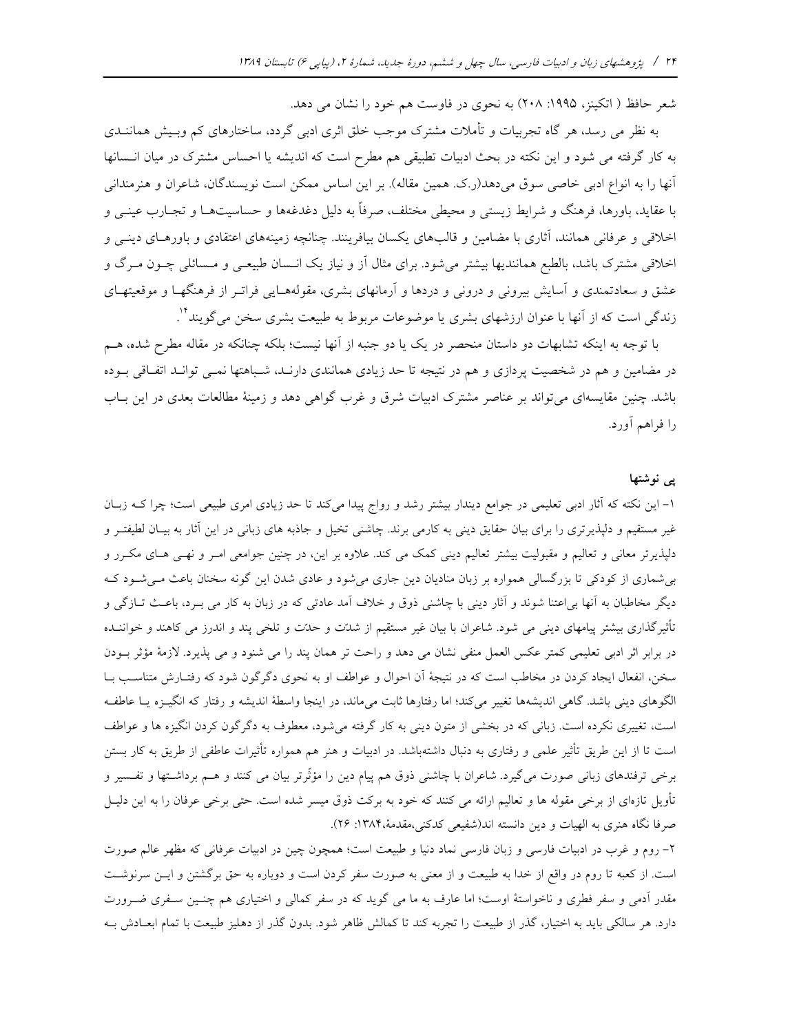شعر حافظ ( اتکینز، ۱۹۹۵: ۲۰۸) به نحوی در فاوست هم خود را نشان می دهد.

به نظر می رسد، هر گاه تجربیات و تأملات مشترک موجب خلق اثری ادبی گردد، ساختارهای کم وبیش همانندی به کار گرفته می شود و این نکته در بحث ادبیات تطبیقی هم مطرح است که اندیشه یا احساس مشترک در میان انسانها آنها را به انواع ادبی خاصی سوق می‌دهد(ر.ک. همین مقاله). بر این اساس ممکن است نویسندگان، شاعران و هنرمندانی با عقاید، باورها، فرهنگ و شرایط زیستی و محیطی مختلف، صرفاً به دلیل دغدغه‌ها و حساسیت‌ها و تجارب عینی و اخلاقی و عرفانی همانند، آثاری با مضامین و قالب‌های یکسان بیافرینند. چنانچه زمینه‌های اعتقادی و باورهای دینی و اخلاقی مشترک باشد، بالطبع همانندیها بیشتر می‌شود. برای مثال آز و نیاز یک انسان طبیعی و مسائلی چون مرگ و عشق و سعادتمندی و آسایش بیرونی و درونی و دردها و آرمانهای بشری، مقوله‌هایی فراتر از فرهنگها و موقعیتهای زندگی است که از آنها با عنوان ارزشهای بشری یا موضوعات مربوط به طبیعت بشری سخن می‌گویند[۱۴].

با توجه به اینکه تشابهات دو داستان منحصر در یک یا دو جنبه از آنها نیست؛ بلکه چنانکه در مقاله مطرح شده، هم در مضامین و هم در شخصیت پردازی و هم در نتیجه تا حد زیادی همانندی دارند، شباهتها نمی تواند اتفاقی بوده باشد. چنین مقایسه‌ای می‌تواند بر عناصر مشترک ادبیات شرق و غرب گواهی دهد و زمینهٔ مطالعات بعدی در این باب را فراهم آورد.

## پی نوشتها

۱- این نکته که آثار ادبی تعلیمی در جوامع دیندار بیشتر رشد و رواج پیدا می‌کند تا حد زیادی امری طبیعی است؛ چرا که زبان غیر مستقیم و دلپذیرتری را برای بیان حقایق دینی به کارمی برند. چاشنی تخیل و جاذبه های زبانی در این آثار به بیان لطیفتر و دلپذیرتر معانی و تعالیم و مقبولیت بیشتر تعالیم دینی کمک می کند. علاوه بر این، در چنین جوامعی امر و نهی های مکرر و بی‌شماری از کودکی تا بزرگسالی همواره بر زبان منادیان دین جاری می‌شود و عادی شدن این گونه سخنان باعث می‌شود که دیگر مخاطبان به آنها بی‌اعتنا شوند و آثار دینی با چاشنی ذوق و خلاف آمد عادتی که در زبان به کار می برد، باعث تازگی و تأثیرگذاری بیشتر پیامهای دینی می شود. شاعران با بیان غیر مستقیم از شدّت و حدّت و تلخی پند و اندرز می کاهند و خواننده در برابر اثر ادبی تعلیمی کمتر عکس العمل منفی نشان می دهد و راحت تر همان پند را می شنود و می پذیرد. لازمهٔ مؤثر بودن سخن، انفعال ایجاد کردن در مخاطب است که در نتیجهٔ آن احوال و عواطف او به نحوی دگرگون شود که رفتارش متناسب با الگوهای دینی باشد. گاهی اندیشه‌ها تغییر می‌کند؛ اما رفتارها ثابت می‌ماند، در اینجا واسطهٔ اندیشه و رفتار که انگیزه یا عاطفه است، تغییری نکرده است. زبانی که در بخشی از متون دینی به کار گرفته می‌شود، معطوف به دگرگون کردن انگیزه ها و عواطف است تا از این طریق تأثیر علمی و رفتاری به دنبال داشته‌باشد. در ادبیات و هنر هم همواره تأثیرات عاطفی از طریق به کار بستن برخی ترفندهای زبانی صورت می‌گیرد. شاعران با چاشنی ذوق هم پیام دین را مؤثّرتر بیان می کنند و هم برداشتها و تفسیر و تأویل تازه‌ای از برخی مقوله ها و تعالیم ارائه می کنند که خود به برکت ذوق میسر شده است. حتی برخی عرفان را به این دلیل صرفا نگاه هنری به الهیات و دین دانسته اند(شفیعی کدکنی،مقدمهٔ،۱۳۸۴: ۲۶).

۲- روم و غرب در ادبیات فارسی و زبان فارسی نماد دنیا و طبیعت است؛ همچون چین در ادبیات عرفانی که مظهر عالم صورت است. از کعبه تا روم در واقع از خدا به طبیعت و از معنی به صورت سفر کردن است و دوباره به حق برگشتن و این سرنوشت مقدر آدمی و سفر فطری و ناخواستهٔ اوست؛ اما عارف به ما می گوید که در سفر کمالی و اختیاری هم چنین سفری ضرورت دارد. هر سالکی باید به اختیار، گذر از طبیعت را تجربه کند تا کمالش ظاهر شود. بدون گذر از دهلیز طبیعت با تمام ابعادش به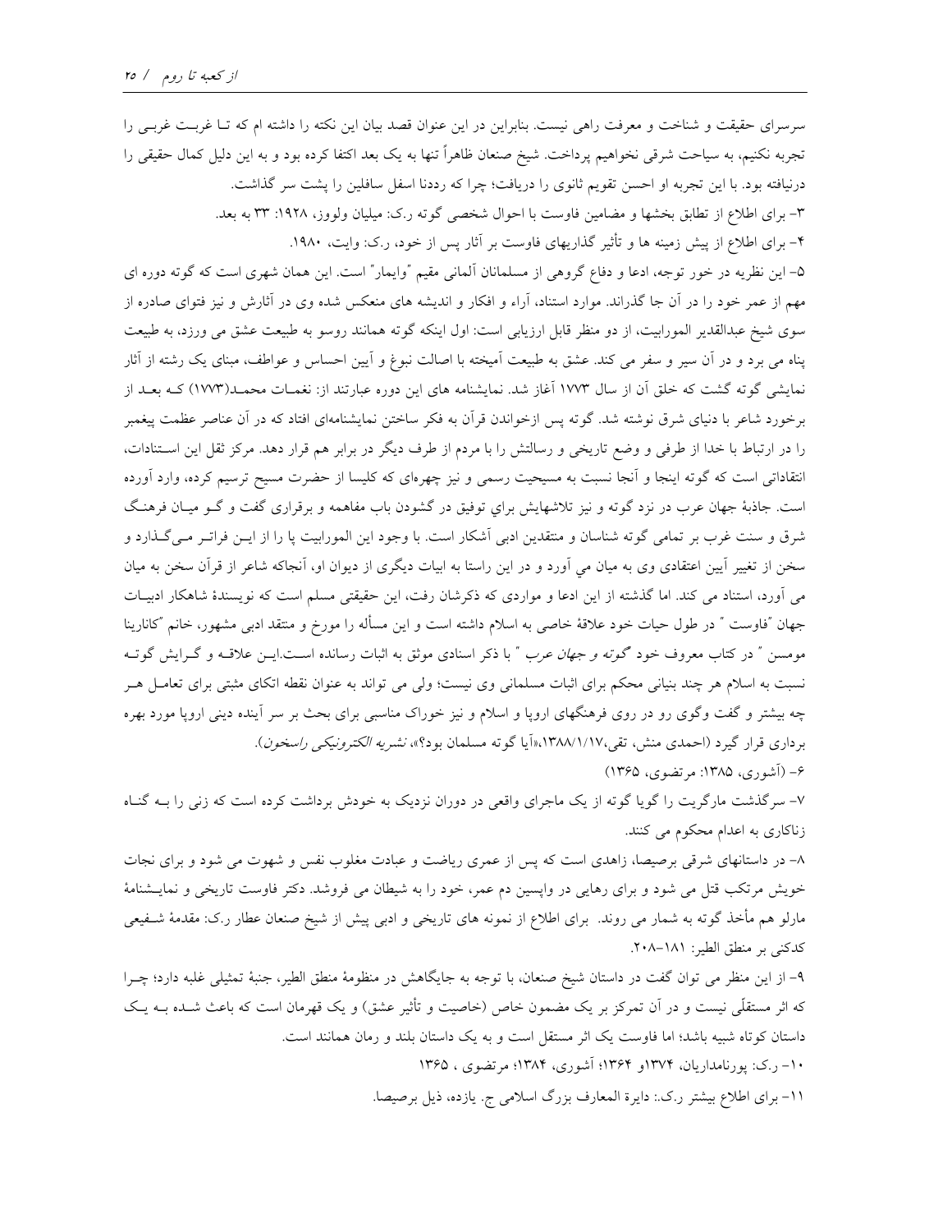سرسرای حقیقت و شناخت و معرفت راهی نیست. بنابراین در این عنوان قصد بیان این نکته را داشته ام که تـا غربـت غربـی را تجربه نکنیم، به سیاحت شرقی نخواهیم پرداخت. شیخ صنعان ظاهراً تنها به یک بعد اکتفا کرده بود و به این دلیل کمال حقیقی را درنیافته بود. با این تجربه او احسن تقویم ثانوی را دریافت؛ چرا که رددنا اسفل سافلین را پشت سر گذاشت.

۳- برای اطلاع از تطابق بخشها و مضامین فاوست با احوال شخصی گوته ر.ک: میلیان ولووز، ۱۹۲۸: ۳۳ به بعد.

۴- برای اطلاع از پیش زمینه ها و تأثیر گذاریهای فاوست بر آثار پس از خود، ر.ک: وایت، ۱۹۸۰.

۵- این نظریه در خور توجه، ادعا و دفاع گروهی از مسلمانان آلمانی مقیم "وایمار" است. این همان شهری است که گوته دوره ای مهم از عمر خود را در آن جا گذراند. موارد استناد، آراء و افکار و اندیشه های منعکس شده وی در آثارش و نیز فتوای صادره از سوی شیخ عبدالقدیر المورابیت، از دو منظر قابل ارزیابی است: اول اینکه گوته همانند روسو به طبیعت عشق می ورزد، به طبیعت پناه می برد و در آن سیر و سفر می کند. عشق به طبیعت آمیخته با اصالت نبوغ و آیین احساس و عواطف، مبنای یک رشته از آثار نمایشی گوته گشت که خلق آن از سال ۱۷۷۳ آغاز شد. نمایشنامه های این دوره عبارتند از: نغمـات محمـد(۱۷۷۳) کـه بعـد از برخورد شاعر با دنیای شرق نوشته شد. گوته پس ازخواندن قرآن به فکر ساختن نمایشنامه‌ای افتاد که در آن عناصر عظمت پیغمبر را در ارتباط با خدا از طرفی و وضع تاریخی و رسالتش را با مردم از طرف دیگر در برابر هم قرار دهد. مرکز ثقل این اسـتنادات، انتقاداتی است که گوته اینجا و آنجا نسبت به مسیحیت رسمی و نیز چهره‌ای که کلیسا از حضرت مسیح ترسیم کرده، وارد آورده است. جاذبهٔ جهان عرب در نزد گوته و نیز تلاشهایش براي توفیق در گشودن باب مفاهمه و برقراری گفت و گـو میـان فرهنـگ شرق و سنت غرب بر تمامی گوته شناسان و منتقدین ادبی آشکار است. با وجود این المورابیت پا را از ایـن فراتـر مـی‌گـذارد و سخن از تغییر آیین اعتقادی وی به میان مي آورد و در این راستا به ابیات دیگری از دیوان او، آنجاکه شاعر از قرآن سخن به میان می آورد، استناد می کند. اما گذشته از این ادعا و مواردی که ذکرشان رفت، این حقیقتی مسلم است که نویسندهٔ شاهکار ادبیـات جهان "فاوست " در طول حیات خود علاقهٔ خاصی به اسلام داشته است و این مسأله را مورخ و منتقد ادبی مشهور، خانم "کاتارینا مومسن " در کتاب معروف خود *گوته و جهان عرب* " با ذکر اسنادی موثق به اثبات رسانده اسـت.ایـن علاقـه و گـرایش گوتـه نسبت به اسلام هر چند بنیانی محکم برای اثبات مسلمانی وی نیست؛ ولی می تواند به عنوان نقطه اتکای مثبتی برای تعامـل هـر چه بیشتر و گفت وگوی رو در روی فرهنگهای اروپا و اسلام و نیز خوراک مناسبی برای بحث بر سر آینده دینی اروپا مورد بهره برداری قرار گیرد (احمدی منش، تقی،۱۳۸۸/۱/۱۷،«آیا گوته مسلمان بود؟»، *نشریه الکترونیکی راسخون*).

۶- (آشوری، ۱۳۸۵: مرتضوی، ۱۳۶۵)

۷- سرگذشت مارگریت را گویا گوته از یک ماجرای واقعی در دوران نزدیک به خودش برداشت کرده است که زنی را بـه گنـاه زناکاری به اعدام محکوم می کنند.

۸- در داستانهای شرقی برصیصا، زاهدی است که پس از عمری ریاضت و عبادت مغلوب نفس و شهوت می شود و برای نجات خویش مرتکب قتل می شود و برای رهایی در واپسین دم عمر، خود را به شیطان می فروشد. دکتر فاوست تاریخی و نمایـشنامهٔ مارلو هم مأخذ گوته به شمار می روند. برای اطلاع از نمونه های تاریخی و ادبی پیش از شیخ صنعان عطار ر.ک: مقدمهٔ شـفیعی کدکنی بر منطق الطیر: ۱۸۱-۲۰۸.

۹- از این منظر می توان گفت در داستان شیخ صنعان، با توجه به جایگاهش در منظومهٔ منطق الطیر، جنبهٔ تمثیلی غلبه دارد؛ چـرا که اثر مستقلّی نیست و در آن تمرکز بر یک مضمون خاص (خاصیت و تأثیر عشق) و یک قهرمان است که باعث شـده بـه یـک داستان کوتاه شبیه باشد؛ اما فاوست یک اثر مستقل است و به یک داستان بلند و رمان همانند است.

۱۰- ر.ک: پورنامداریان، ۱۳۷۴و ۱۳۶۴؛ آشوری، ۱۳۸۴؛ مرتضوی ، ۱۳۶۵

۱۱- برای اطلاع بیشتر ر.ک.: دایرة المعارف بزرگ اسلامی ج. یازده، ذیل برصیصا.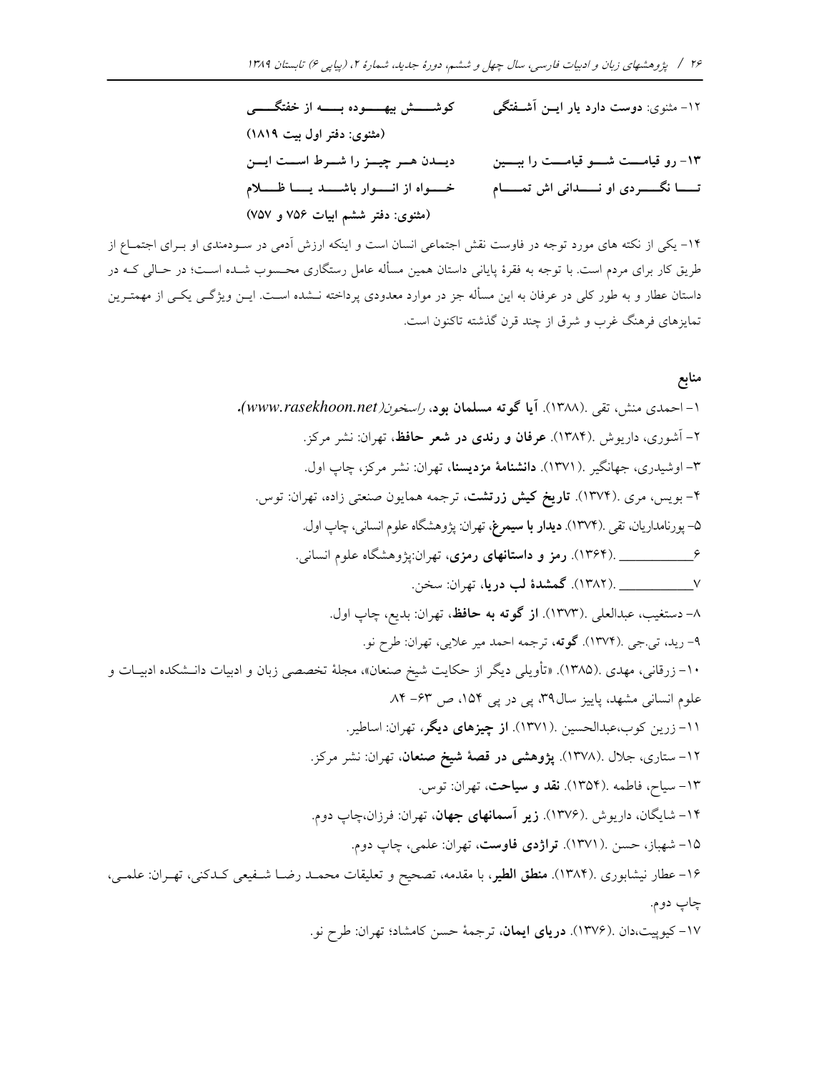۱۲- مثنوی: **دوست دارد یار این آشفتگی** **کوشش بیهوده به از خفتگی**

**(مثنوی: دفتر اول بیت ۱۸۱۹)**

**۱۳- رو قیامت شو قیامت را ببین** **دیدن هر چیز را شرط است این**

**تا نگردی او ندانی اش تمام** **خواه از انوار باشد یا ظلام**

**(مثنوی: دفتر ششم ابیات ۷۵۶ و ۷۵۷)**

۱۴- یکی از نکته های مورد توجه در فاوست نقش اجتماعی انسان است و اینکه ارزش آدمی در سودمندی او بـرای اجتماع از طریق کار برای مردم است. با توجه به فقرهٔ پایانی داستان همین مسأله عامل رستگاری محسوب شده است؛ در حالی که در داستان عطار و به طور کلی در عرفان به این مسأله جز در موارد معدودی پرداخته نشده است. این ویژگی یکی از مهمترین تمایزهای فرهنگ غرب و شرق از چند قرن گذشته تاکنون است.

## منابع

۱- احمدی منش، تقی .(۱۳۸۸). **آیا گوته مسلمان بود**، *راسخون(www.rasekhoon.net).*

۲- آشوری، داریوش .(۱۳۸۴). **عرفان و رندی در شعر حافظ**، تهران: نشر مرکز.

۳- اوشیدری، جهانگیر .(۱۳۷۱). **دانشنامهٔ مزدیسنا**، تهران: نشر مرکز، چاپ اول.

۴- بویس، مری .(۱۳۷۴). **تاریخ کیش زرتشت**، ترجمه همایون صنعتی زاده، تهران: توس.

۵- پورنامداریان، تقی .(۱۳۷۴). **دیدار با سیمرغ**، تهران: پژوهشگاه علوم انسانی، چاپ اول.

۶__________ .(۱۳۶۴). **رمز و داستانهای رمزی**، تهران:پژوهشگاه علوم انسانی.

۷__________ .(۱۳۸۲). **گمشدهٔ لب دریا**، تهران: سخن.

۸- دستغیب، عبدالعلی .(۱۳۷۳). **از گوته به حافظ**، تهران: بدیع، چاپ اول.

۹- رید، تی.جی .(۱۳۷۴). **گوته**، ترجمه احمد میر علایی، تهران: طرح نو.

۱۰- زرقانی، مهدی .(۱۳۸۵). «تأویلی دیگر از حکایت شیخ صنعان»، مجلهٔ تخصصی زبان و ادبیات دانشکده ادبیات و علوم انسانی مشهد، پاییز سال۳۹، پی در پی ۱۵۴، ص ۶۳- ۸۴

۱۱- زرین کوب،عبدالحسین .(۱۳۷۱). **از چیزهای دیگر**، تهران: اساطیر.

۱۲- ستاری، جلال .(۱۳۷۸). **پژوهشی در قصهٔ شیخ صنعان**، تهران: نشر مرکز.

۱۳- سیاح، فاطمه .(۱۳۵۴). **نقد و سیاحت**، تهران: توس.

۱۴- شایگان، داریوش .(۱۳۷۶). **زیر آسمانهای جهان**، تهران: فرزان،چاپ دوم.

۱۵- شهباز، حسن .(۱۳۷۱). **تراژدی فاوست**، تهران: علمی، چاپ دوم.

۱۶- عطار نیشابوری .(۱۳۸۴). **منطق الطیر**، با مقدمه، تصحیح و تعلیقات محمد رضا شفیعی کدکنی، تهران: علمی، چاپ دوم.

۱۷- کیوپیت،دان .(۱۳۷۶). **دریای ایمان**، ترجمهٔ حسن کامشاد؛ تهران: طرح نو.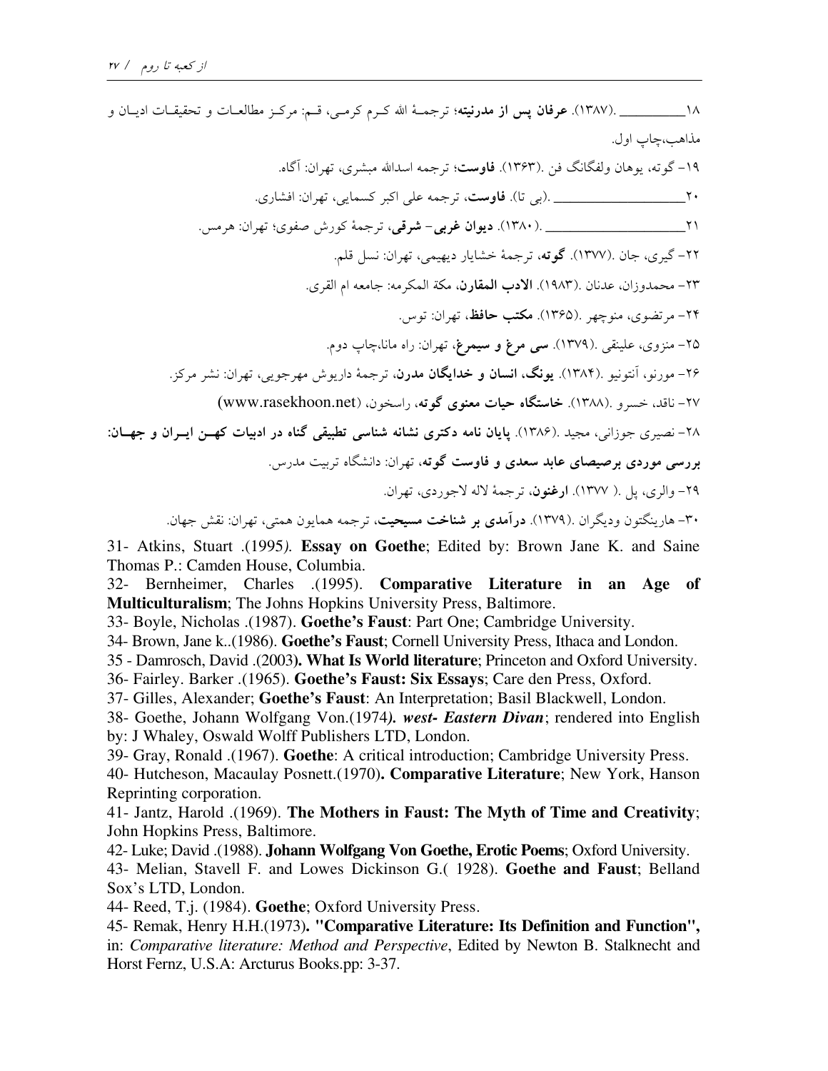۱۸ـــــــــــــــ .(۱۳۸۷). **عرفان پس از مدرنیته**؛ ترجمهٔ الله کـرم کرمـی، قـم: مرکـز مطالعـات و تحقیقـات ادیـان و مذاهب،چاپ اول.

۱۹- گوته، یوهان ولفگانگ فن .(۱۳۶۳). **فاوست**؛ ترجمه اسدالله مبشری، تهران: آگاه.

۲۰ـــــــــــــــــــــــــ .(بی تا). **فاوست**، ترجمه علی اکبر کسمایی، تهران: افشاری.

۲۱ـــــــــــــــــــــــــ .(۱۳۸۰). **دیوان غربی- شرقی**، ترجمهٔ کورش صفوی؛ تهران: هرمس.

۲۲- گیری، جان .(۱۳۷۷). **گوته**، ترجمهٔ خشایار دیهیمی، تهران: نسل قلم.

۲۳- محمدوزان، عدنان .(۱۹۸۳). **الادب المقارن**، مکة المکرمه: جامعه ام القری.

۲۴- مرتضوی، منوچهر .(۱۳۶۵). **مکتب حافظ**، تهران: توس.

۲۵- منزوی، علینقی .(۱۳۷۹). **سی مرغ و سیمرغ**، تهران: راه مانا،چاپ دوم.

۲۶- مورنو، آنتونیو .(۱۳۸۴). **یونگ، انسان و خدایگان مدرن**، ترجمهٔ داریوش مهرجویی، تهران: نشر مرکز.

۲۷- ناقد، خسرو .(۱۳۸۸). **خاستگاه حیات معنوی گوته**، راسخون، (www.rasekhoon.net)

۲۸- نصیری جوزانی، مجید .(۱۳۸۶). **پایان نامه دکتری نشانه شناسی تطبیقی گناه در ادبیات کهـن ایـران و جهـان: بررسی موردی برصیصای عابد سعدی و فاوست گوته**، تهران: دانشگاه تربیت مدرس.

۲۹- والری، پل .( ۱۳۷۷). **ارغنون**، ترجمهٔ لاله لاجوردی، تهران.

۳۰- هارینگتون ودیگران .(۱۳۷۹). **درآمدی بر شناخت مسیحیت**، ترجمه همایون همتی، تهران: نقش جهان.

31- Atkins, Stuart .(1995*)*. **Essay on Goethe**; Edited by: Brown Jane K. and Saine Thomas P.: Camden House, Columbia.

32- Bernheimer, Charles .(1995). **Comparative Literature in an Age of Multiculturalism**; The Johns Hopkins University Press, Baltimore.

33- Boyle, Nicholas .(1987). **Goethe's Faust**: Part One; Cambridge University.

34- Brown, Jane k..(1986). **Goethe's Faust**; Cornell University Press, Ithaca and London.

35 - Damrosch, David .(2003**). What Is World literature**; Princeton and Oxford University.

36- Fairley. Barker .(1965). **Goethe's Faust: Six Essays**; Care den Press, Oxford.

37- Gilles, Alexander; **Goethe's Faust**: An Interpretation; Basil Blackwell, London.

38- Goethe, Johann Wolfgang Von.(1974***). west- Eastern Divan***; rendered into English by: J Whaley, Oswald Wolff Publishers LTD, London.

39- Gray, Ronald .(1967). **Goethe**: A critical introduction; Cambridge University Press.

40- Hutcheson, Macaulay Posnett.(1970)**. Comparative Literature**; New York, Hanson Reprinting corporation.

41- Jantz, Harold .(1969). **The Mothers in Faust: The Myth of Time and Creativity**; John Hopkins Press, Baltimore.

42- Luke; David .(1988). **Johann Wolfgang Von Goethe, Erotic Poems**; Oxford University.

43- Melian, Stavell F. and Lowes Dickinson G.( 1928). **Goethe and Faust**; Belland Sox's LTD, London.

44- Reed, T.j. (1984). **Goethe**; Oxford University Press.

45- Remak, Henry H.H.(1973)**. "Comparative Literature: Its Definition and Function",** in: *Comparative literature: Method and Perspective*, Edited by Newton B. Stalknecht and Horst Fernz, U.S.A: Arcturus Books.pp: 3-37.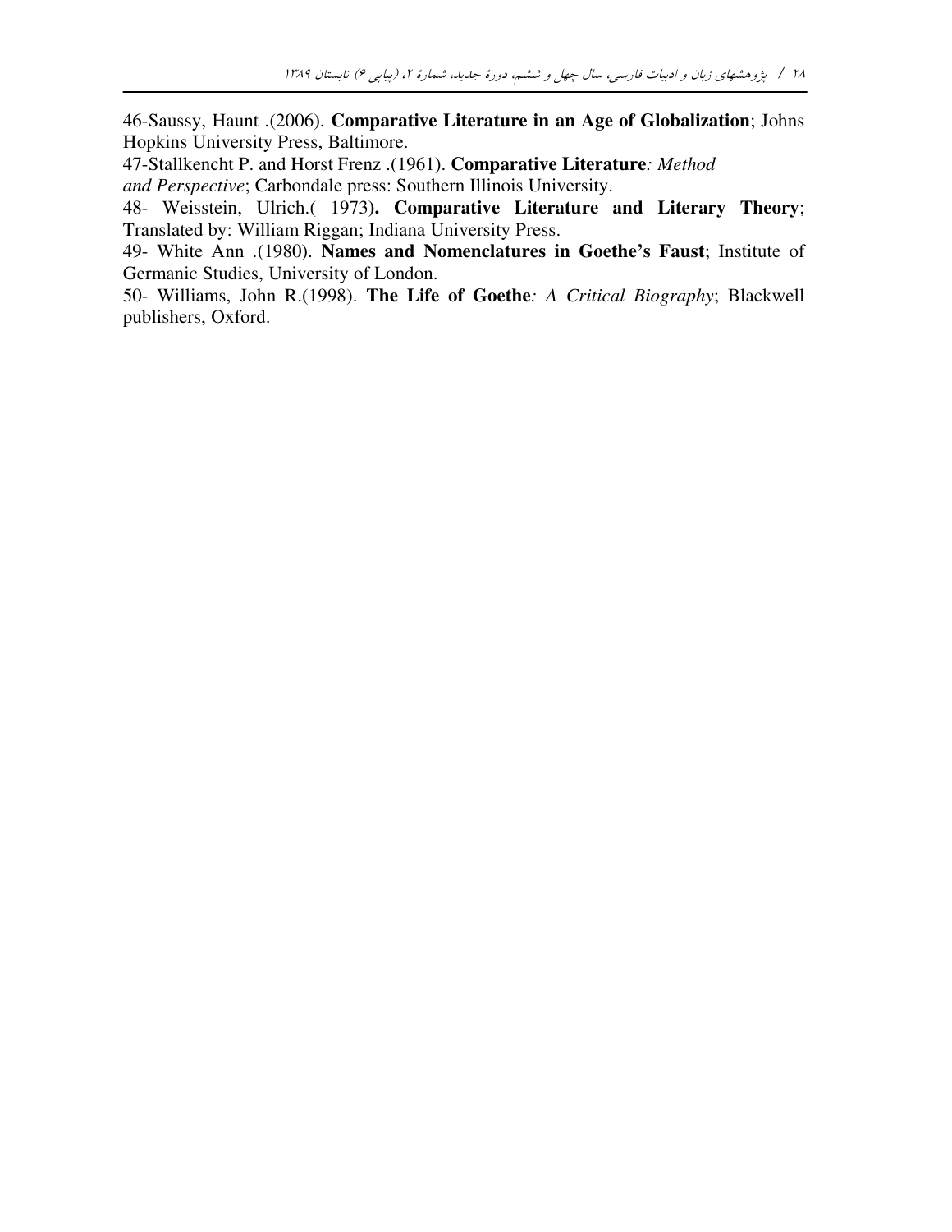46-Saussy, Haunt .(2006). **Comparative Literature in an Age of Globalization**; Johns Hopkins University Press, Baltimore.

47-Stallkencht P. and Horst Frenz .(1961). **Comparative Literature***: Method and Perspective*; Carbondale press: Southern Illinois University.

48- Weisstein, Ulrich.( 1973)**. Comparative Literature and Literary Theory**; Translated by: William Riggan; Indiana University Press.

49- White Ann .(1980). **Names and Nomenclatures in Goethe's Faust**; Institute of Germanic Studies, University of London.

50- Williams, John R.(1998). **The Life of Goethe***: A Critical Biography*; Blackwell publishers, Oxford.